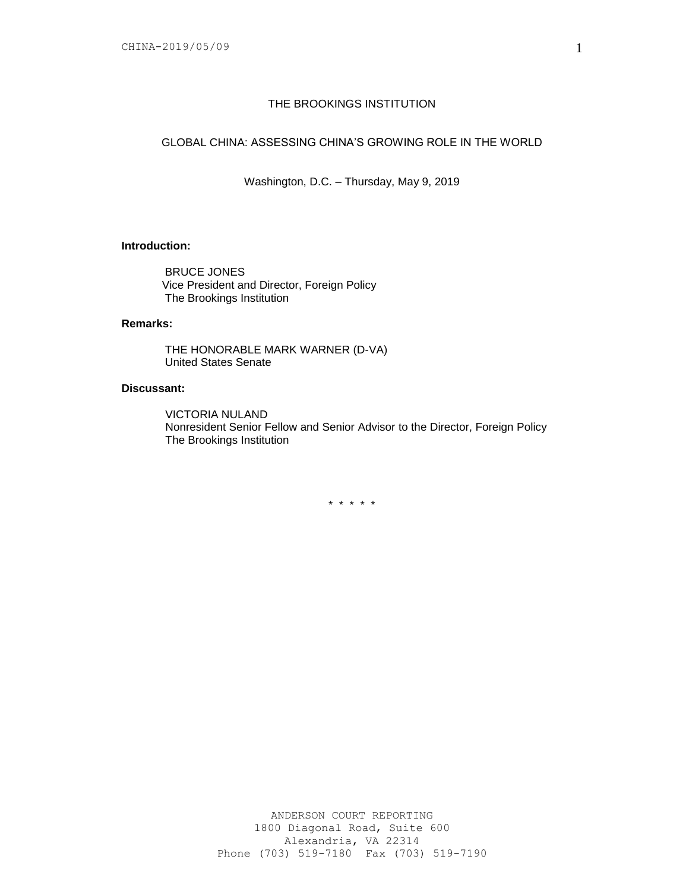# THE BROOKINGS INSTITUTION

## GLOBAL CHINA: ASSESSING CHINA'S GROWING ROLE IN THE WORLD

Washington, D.C. – Thursday, May 9, 2019

**Introduction:**

BRUCE JONES
Vice President and Director, Foreign Policy
The Brookings Institution

**Remarks:**

THE HONORABLE MARK WARNER (D-VA)
United States Senate

**Discussant:**

VICTORIA NULAND
Nonresident Senior Fellow and Senior Advisor to the Director, Foreign Policy
The Brookings Institution

\* \* \* \* \*

ANDERSON COURT REPORTING
1800 Diagonal Road, Suite 600
Alexandria, VA 22314
Phone (703) 519-7180 Fax (703) 519-7190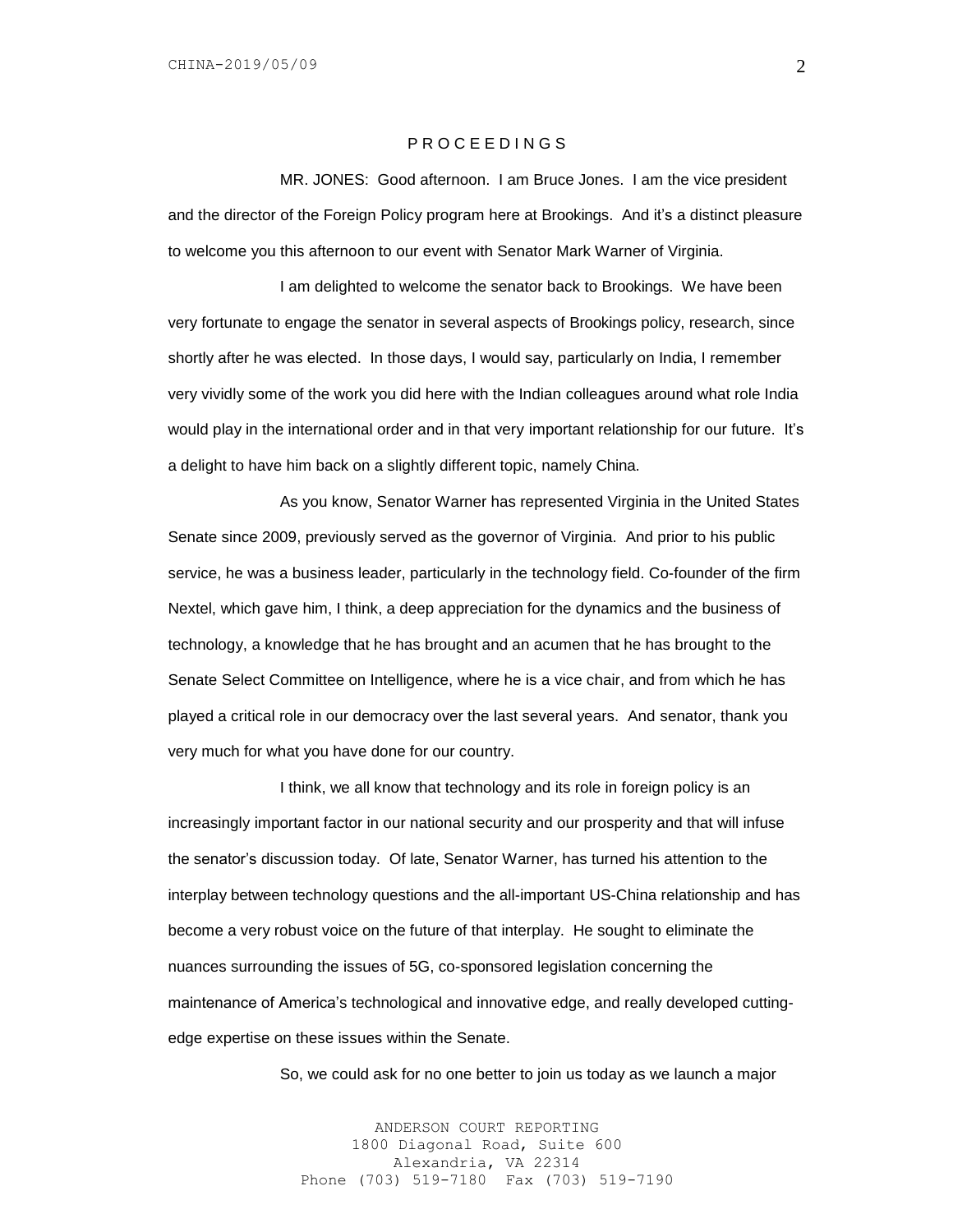P R O C E E D I N G S

MR. JONES: Good afternoon. I am Bruce Jones. I am the vice president and the director of the Foreign Policy program here at Brookings. And it's a distinct pleasure to welcome you this afternoon to our event with Senator Mark Warner of Virginia.

I am delighted to welcome the senator back to Brookings. We have been very fortunate to engage the senator in several aspects of Brookings policy, research, since shortly after he was elected. In those days, I would say, particularly on India, I remember very vividly some of the work you did here with the Indian colleagues around what role India would play in the international order and in that very important relationship for our future. It's a delight to have him back on a slightly different topic, namely China.

As you know, Senator Warner has represented Virginia in the United States Senate since 2009, previously served as the governor of Virginia. And prior to his public service, he was a business leader, particularly in the technology field. Co-founder of the firm Nextel, which gave him, I think, a deep appreciation for the dynamics and the business of technology, a knowledge that he has brought and an acumen that he has brought to the Senate Select Committee on Intelligence, where he is a vice chair, and from which he has played a critical role in our democracy over the last several years. And senator, thank you very much for what you have done for our country.

I think, we all know that technology and its role in foreign policy is an increasingly important factor in our national security and our prosperity and that will infuse the senator's discussion today. Of late, Senator Warner, has turned his attention to the interplay between technology questions and the all-important US-China relationship and has become a very robust voice on the future of that interplay. He sought to eliminate the nuances surrounding the issues of 5G, co-sponsored legislation concerning the maintenance of America's technological and innovative edge, and really developed cutting-edge expertise on these issues within the Senate.

So, we could ask for no one better to join us today as we launch a major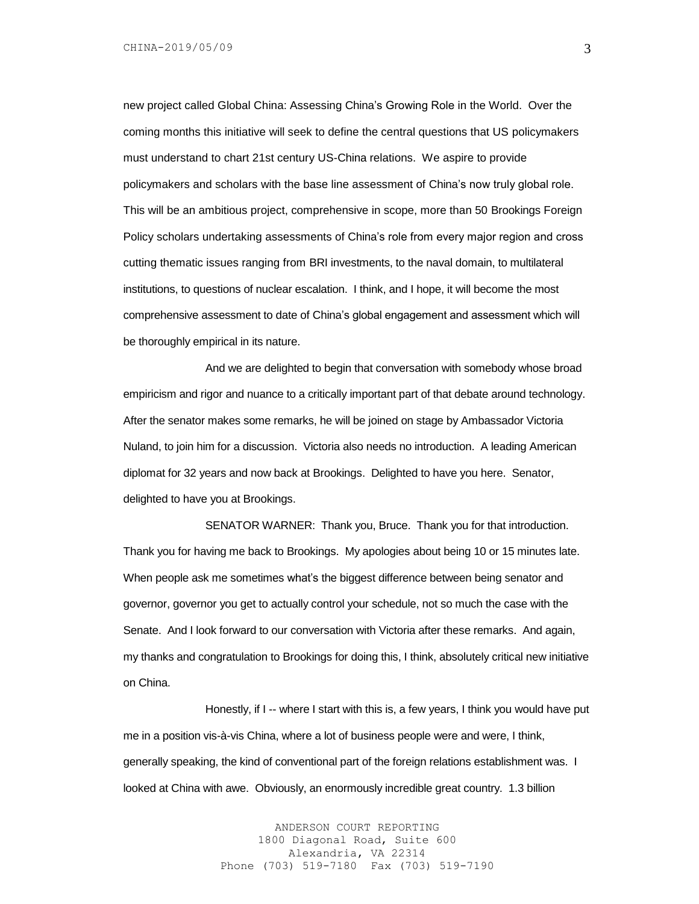new project called Global China: Assessing China's Growing Role in the World. Over the coming months this initiative will seek to define the central questions that US policymakers must understand to chart 21st century US-China relations. We aspire to provide policymakers and scholars with the base line assessment of China's now truly global role. This will be an ambitious project, comprehensive in scope, more than 50 Brookings Foreign Policy scholars undertaking assessments of China's role from every major region and cross cutting thematic issues ranging from BRI investments, to the naval domain, to multilateral institutions, to questions of nuclear escalation. I think, and I hope, it will become the most comprehensive assessment to date of China's global engagement and assessment which will be thoroughly empirical in its nature.

And we are delighted to begin that conversation with somebody whose broad empiricism and rigor and nuance to a critically important part of that debate around technology. After the senator makes some remarks, he will be joined on stage by Ambassador Victoria Nuland, to join him for a discussion. Victoria also needs no introduction. A leading American diplomat for 32 years and now back at Brookings. Delighted to have you here. Senator, delighted to have you at Brookings.

SENATOR WARNER: Thank you, Bruce. Thank you for that introduction. Thank you for having me back to Brookings. My apologies about being 10 or 15 minutes late. When people ask me sometimes what's the biggest difference between being senator and governor, governor you get to actually control your schedule, not so much the case with the Senate. And I look forward to our conversation with Victoria after these remarks. And again, my thanks and congratulation to Brookings for doing this, I think, absolutely critical new initiative on China.

Honestly, if I -- where I start with this is, a few years, I think you would have put me in a position vis-à-vis China, where a lot of business people were and were, I think, generally speaking, the kind of conventional part of the foreign relations establishment was. I looked at China with awe. Obviously, an enormously incredible great country. 1.3 billion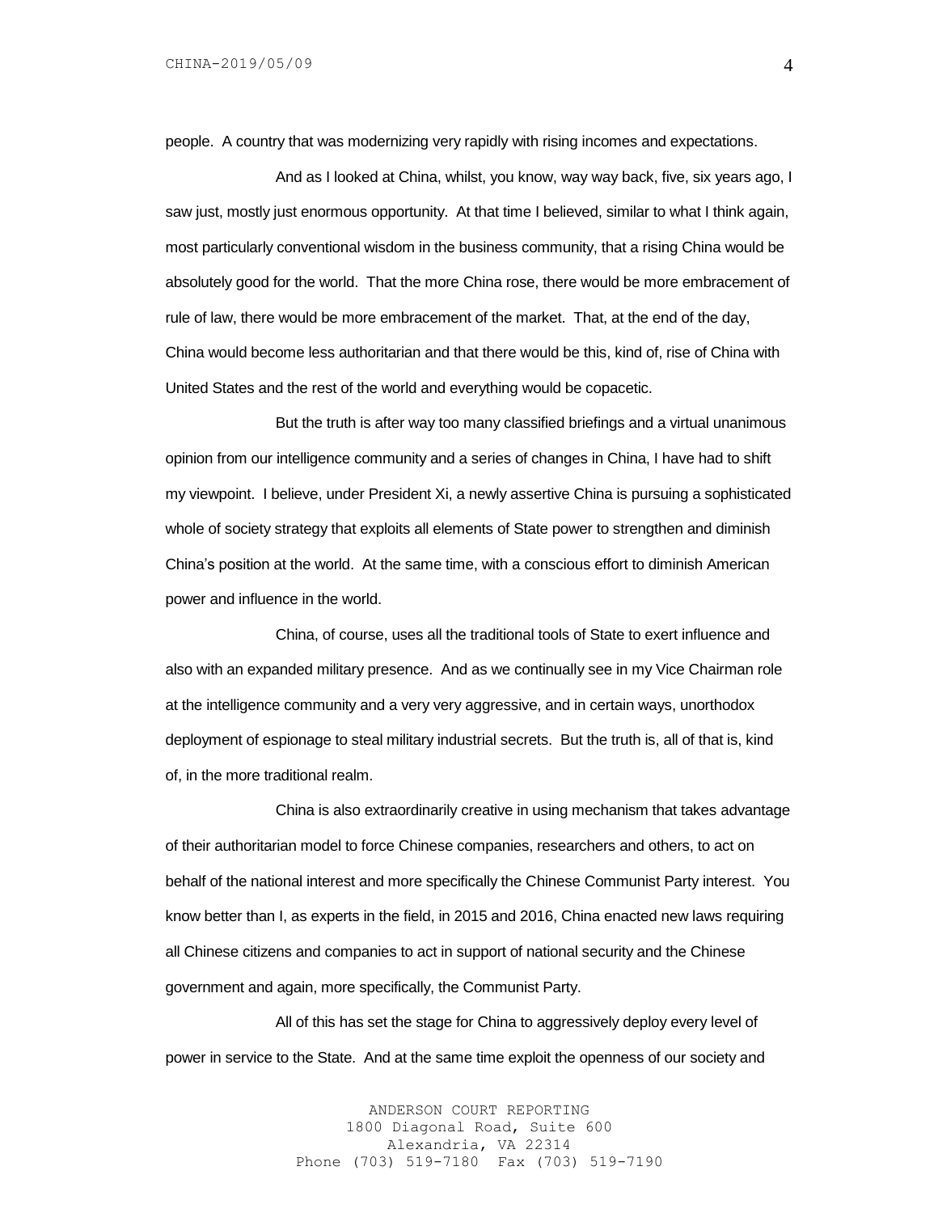people. A country that was modernizing very rapidly with rising incomes and expectations.

And as I looked at China, whilst, you know, way way back, five, six years ago, I saw just, mostly just enormous opportunity. At that time I believed, similar to what I think again, most particularly conventional wisdom in the business community, that a rising China would be absolutely good for the world. That the more China rose, there would be more embracement of rule of law, there would be more embracement of the market. That, at the end of the day, China would become less authoritarian and that there would be this, kind of, rise of China with United States and the rest of the world and everything would be copacetic.

But the truth is after way too many classified briefings and a virtual unanimous opinion from our intelligence community and a series of changes in China, I have had to shift my viewpoint. I believe, under President Xi, a newly assertive China is pursuing a sophisticated whole of society strategy that exploits all elements of State power to strengthen and diminish China's position at the world. At the same time, with a conscious effort to diminish American power and influence in the world.

China, of course, uses all the traditional tools of State to exert influence and also with an expanded military presence. And as we continually see in my Vice Chairman role at the intelligence community and a very very aggressive, and in certain ways, unorthodox deployment of espionage to steal military industrial secrets. But the truth is, all of that is, kind of, in the more traditional realm.

China is also extraordinarily creative in using mechanism that takes advantage of their authoritarian model to force Chinese companies, researchers and others, to act on behalf of the national interest and more specifically the Chinese Communist Party interest. You know better than I, as experts in the field, in 2015 and 2016, China enacted new laws requiring all Chinese citizens and companies to act in support of national security and the Chinese government and again, more specifically, the Communist Party.

All of this has set the stage for China to aggressively deploy every level of power in service to the State. And at the same time exploit the openness of our society and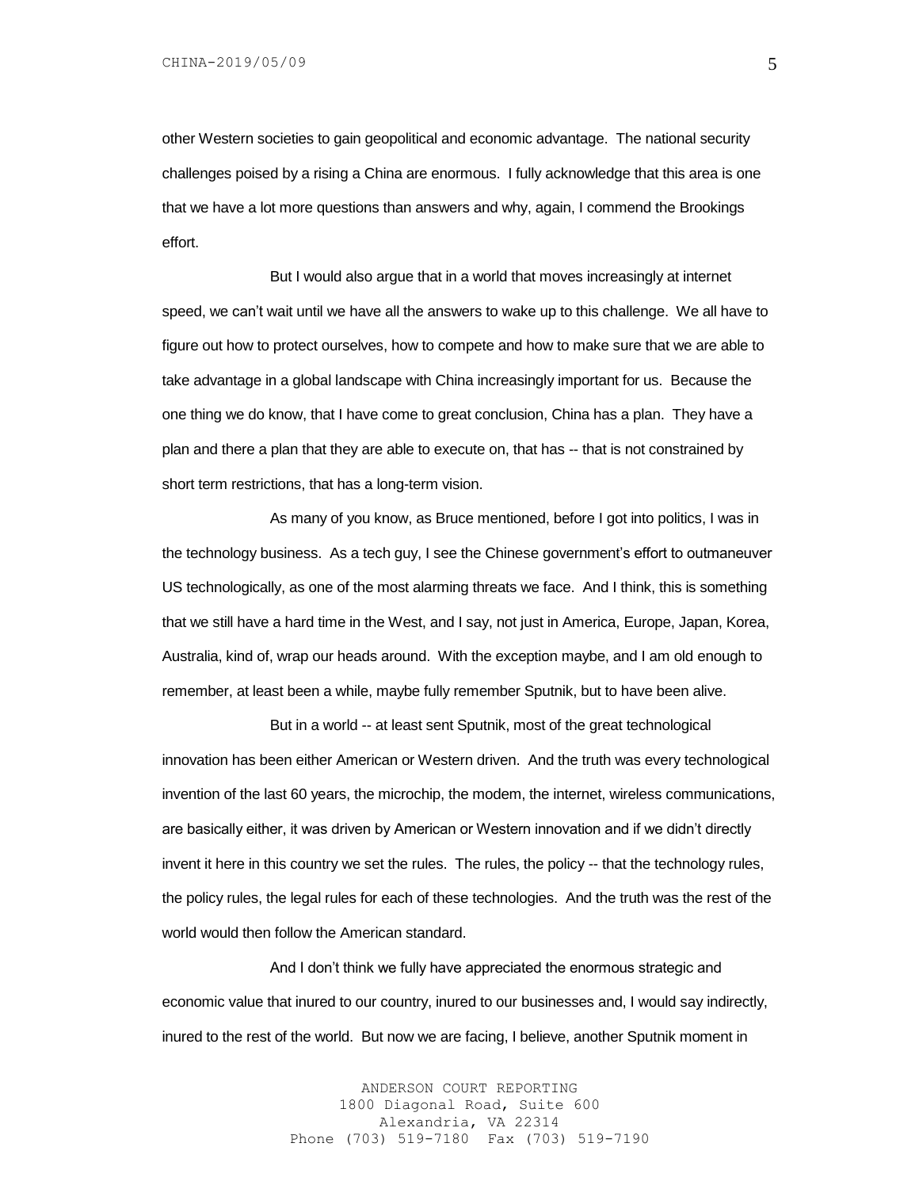other Western societies to gain geopolitical and economic advantage. The national security challenges poised by a rising a China are enormous. I fully acknowledge that this area is one that we have a lot more questions than answers and why, again, I commend the Brookings effort.

But I would also argue that in a world that moves increasingly at internet speed, we can't wait until we have all the answers to wake up to this challenge. We all have to figure out how to protect ourselves, how to compete and how to make sure that we are able to take advantage in a global landscape with China increasingly important for us. Because the one thing we do know, that I have come to great conclusion, China has a plan. They have a plan and there a plan that they are able to execute on, that has -- that is not constrained by short term restrictions, that has a long-term vision.

As many of you know, as Bruce mentioned, before I got into politics, I was in the technology business. As a tech guy, I see the Chinese government's effort to outmaneuver US technologically, as one of the most alarming threats we face. And I think, this is something that we still have a hard time in the West, and I say, not just in America, Europe, Japan, Korea, Australia, kind of, wrap our heads around. With the exception maybe, and I am old enough to remember, at least been a while, maybe fully remember Sputnik, but to have been alive.

But in a world -- at least sent Sputnik, most of the great technological innovation has been either American or Western driven. And the truth was every technological invention of the last 60 years, the microchip, the modem, the internet, wireless communications, are basically either, it was driven by American or Western innovation and if we didn't directly invent it here in this country we set the rules. The rules, the policy -- that the technology rules, the policy rules, the legal rules for each of these technologies. And the truth was the rest of the world would then follow the American standard.

And I don't think we fully have appreciated the enormous strategic and economic value that inured to our country, inured to our businesses and, I would say indirectly, inured to the rest of the world. But now we are facing, I believe, another Sputnik moment in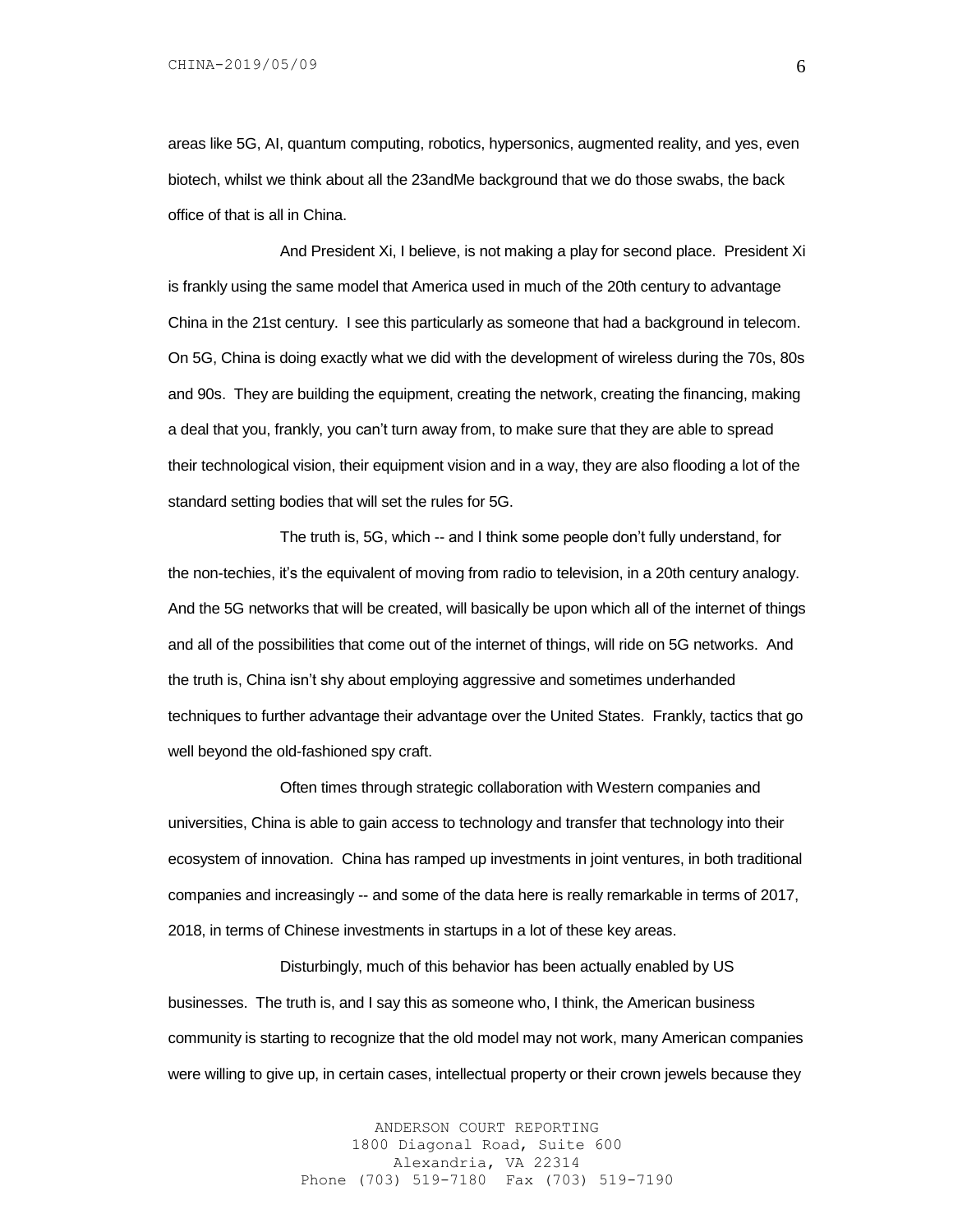areas like 5G, AI, quantum computing, robotics, hypersonics, augmented reality, and yes, even biotech, whilst we think about all the 23andMe background that we do those swabs, the back office of that is all in China.

And President Xi, I believe, is not making a play for second place. President Xi is frankly using the same model that America used in much of the 20th century to advantage China in the 21st century. I see this particularly as someone that had a background in telecom. On 5G, China is doing exactly what we did with the development of wireless during the 70s, 80s and 90s. They are building the equipment, creating the network, creating the financing, making a deal that you, frankly, you can't turn away from, to make sure that they are able to spread their technological vision, their equipment vision and in a way, they are also flooding a lot of the standard setting bodies that will set the rules for 5G.

The truth is, 5G, which -- and I think some people don't fully understand, for the non-techies, it's the equivalent of moving from radio to television, in a 20th century analogy. And the 5G networks that will be created, will basically be upon which all of the internet of things and all of the possibilities that come out of the internet of things, will ride on 5G networks. And the truth is, China isn't shy about employing aggressive and sometimes underhanded techniques to further advantage their advantage over the United States. Frankly, tactics that go well beyond the old-fashioned spy craft.

Often times through strategic collaboration with Western companies and universities, China is able to gain access to technology and transfer that technology into their ecosystem of innovation. China has ramped up investments in joint ventures, in both traditional companies and increasingly -- and some of the data here is really remarkable in terms of 2017, 2018, in terms of Chinese investments in startups in a lot of these key areas.

Disturbingly, much of this behavior has been actually enabled by US businesses. The truth is, and I say this as someone who, I think, the American business community is starting to recognize that the old model may not work, many American companies were willing to give up, in certain cases, intellectual property or their crown jewels because they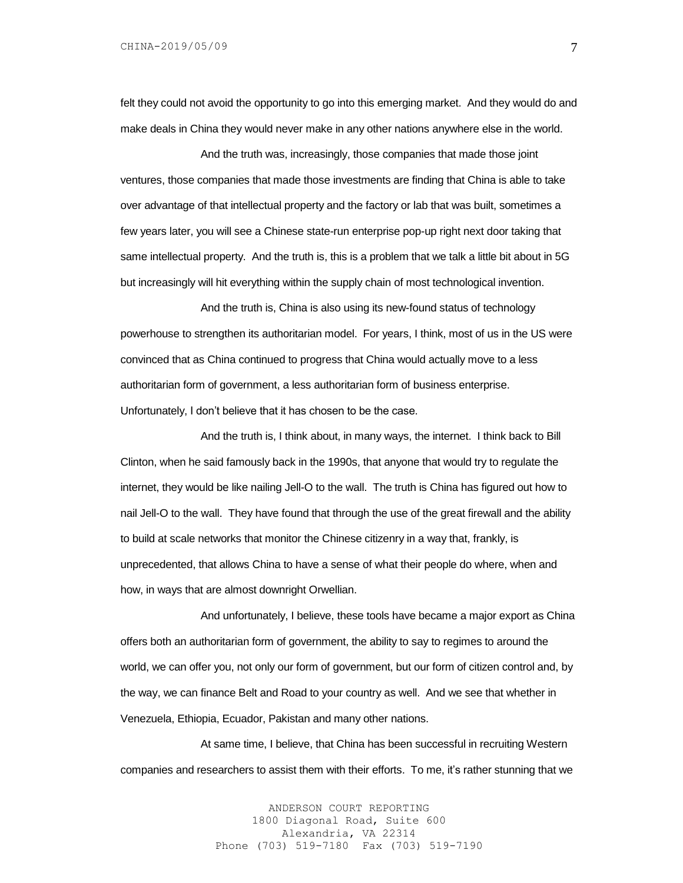felt they could not avoid the opportunity to go into this emerging market. And they would do and make deals in China they would never make in any other nations anywhere else in the world.

And the truth was, increasingly, those companies that made those joint ventures, those companies that made those investments are finding that China is able to take over advantage of that intellectual property and the factory or lab that was built, sometimes a few years later, you will see a Chinese state-run enterprise pop-up right next door taking that same intellectual property. And the truth is, this is a problem that we talk a little bit about in 5G but increasingly will hit everything within the supply chain of most technological invention.

And the truth is, China is also using its new-found status of technology powerhouse to strengthen its authoritarian model. For years, I think, most of us in the US were convinced that as China continued to progress that China would actually move to a less authoritarian form of government, a less authoritarian form of business enterprise. Unfortunately, I don't believe that it has chosen to be the case.

And the truth is, I think about, in many ways, the internet. I think back to Bill Clinton, when he said famously back in the 1990s, that anyone that would try to regulate the internet, they would be like nailing Jell-O to the wall. The truth is China has figured out how to nail Jell-O to the wall. They have found that through the use of the great firewall and the ability to build at scale networks that monitor the Chinese citizenry in a way that, frankly, is unprecedented, that allows China to have a sense of what their people do where, when and how, in ways that are almost downright Orwellian.

And unfortunately, I believe, these tools have became a major export as China offers both an authoritarian form of government, the ability to say to regimes to around the world, we can offer you, not only our form of government, but our form of citizen control and, by the way, we can finance Belt and Road to your country as well. And we see that whether in Venezuela, Ethiopia, Ecuador, Pakistan and many other nations.

At same time, I believe, that China has been successful in recruiting Western companies and researchers to assist them with their efforts. To me, it's rather stunning that we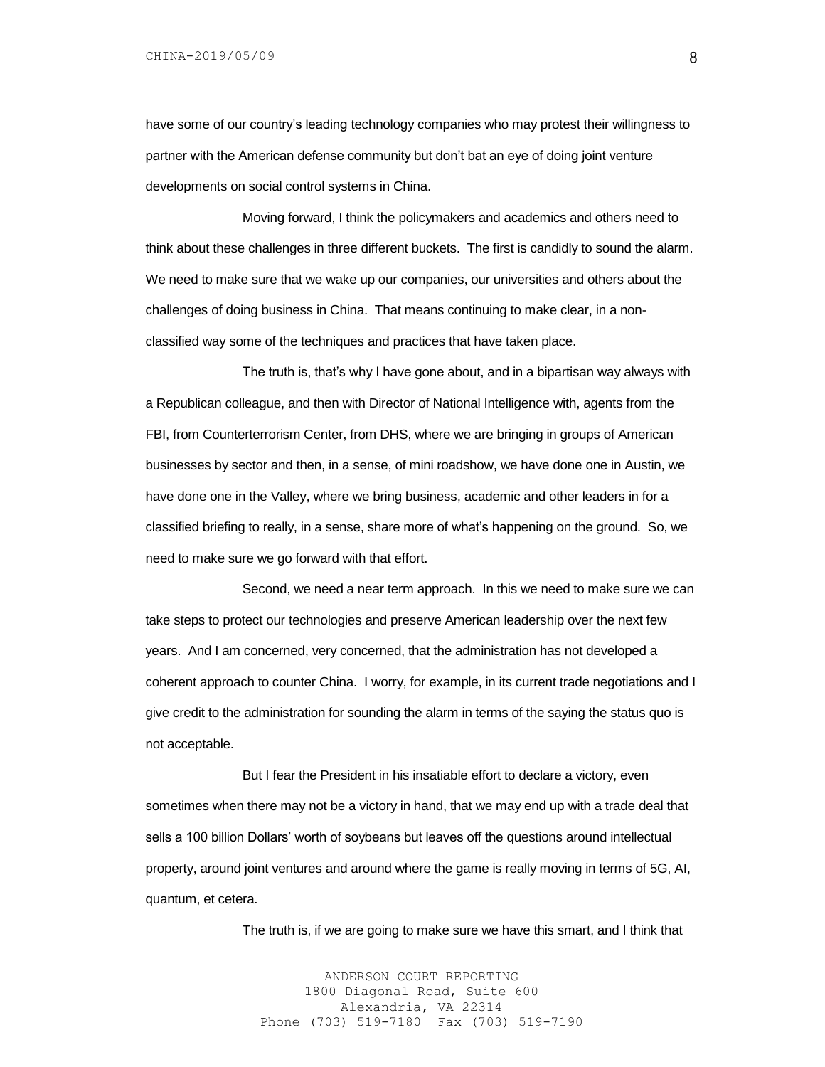have some of our country's leading technology companies who may protest their willingness to partner with the American defense community but don't bat an eye of doing joint venture developments on social control systems in China.

Moving forward, I think the policymakers and academics and others need to think about these challenges in three different buckets. The first is candidly to sound the alarm. We need to make sure that we wake up our companies, our universities and others about the challenges of doing business in China. That means continuing to make clear, in a non-classified way some of the techniques and practices that have taken place.

The truth is, that's why I have gone about, and in a bipartisan way always with a Republican colleague, and then with Director of National Intelligence with, agents from the FBI, from Counterterrorism Center, from DHS, where we are bringing in groups of American businesses by sector and then, in a sense, of mini roadshow, we have done one in Austin, we have done one in the Valley, where we bring business, academic and other leaders in for a classified briefing to really, in a sense, share more of what's happening on the ground. So, we need to make sure we go forward with that effort.

Second, we need a near term approach. In this we need to make sure we can take steps to protect our technologies and preserve American leadership over the next few years. And I am concerned, very concerned, that the administration has not developed a coherent approach to counter China. I worry, for example, in its current trade negotiations and I give credit to the administration for sounding the alarm in terms of the saying the status quo is not acceptable.

But I fear the President in his insatiable effort to declare a victory, even sometimes when there may not be a victory in hand, that we may end up with a trade deal that sells a 100 billion Dollars' worth of soybeans but leaves off the questions around intellectual property, around joint ventures and around where the game is really moving in terms of 5G, AI, quantum, et cetera.

The truth is, if we are going to make sure we have this smart, and I think that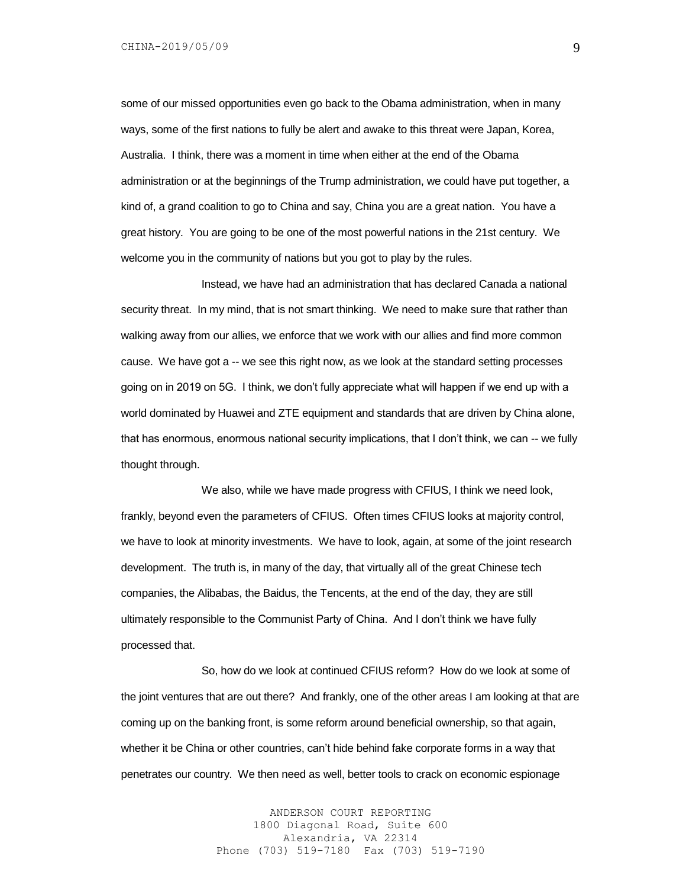some of our missed opportunities even go back to the Obama administration, when in many ways, some of the first nations to fully be alert and awake to this threat were Japan, Korea, Australia. I think, there was a moment in time when either at the end of the Obama administration or at the beginnings of the Trump administration, we could have put together, a kind of, a grand coalition to go to China and say, China you are a great nation. You have a great history. You are going to be one of the most powerful nations in the 21st century. We welcome you in the community of nations but you got to play by the rules.

Instead, we have had an administration that has declared Canada a national security threat. In my mind, that is not smart thinking. We need to make sure that rather than walking away from our allies, we enforce that we work with our allies and find more common cause. We have got a -- we see this right now, as we look at the standard setting processes going on in 2019 on 5G. I think, we don't fully appreciate what will happen if we end up with a world dominated by Huawei and ZTE equipment and standards that are driven by China alone, that has enormous, enormous national security implications, that I don't think, we can -- we fully thought through.

We also, while we have made progress with CFIUS, I think we need look, frankly, beyond even the parameters of CFIUS. Often times CFIUS looks at majority control, we have to look at minority investments. We have to look, again, at some of the joint research development. The truth is, in many of the day, that virtually all of the great Chinese tech companies, the Alibabas, the Baidus, the Tencents, at the end of the day, they are still ultimately responsible to the Communist Party of China. And I don't think we have fully processed that.

So, how do we look at continued CFIUS reform? How do we look at some of the joint ventures that are out there? And frankly, one of the other areas I am looking at that are coming up on the banking front, is some reform around beneficial ownership, so that again, whether it be China or other countries, can't hide behind fake corporate forms in a way that penetrates our country. We then need as well, better tools to crack on economic espionage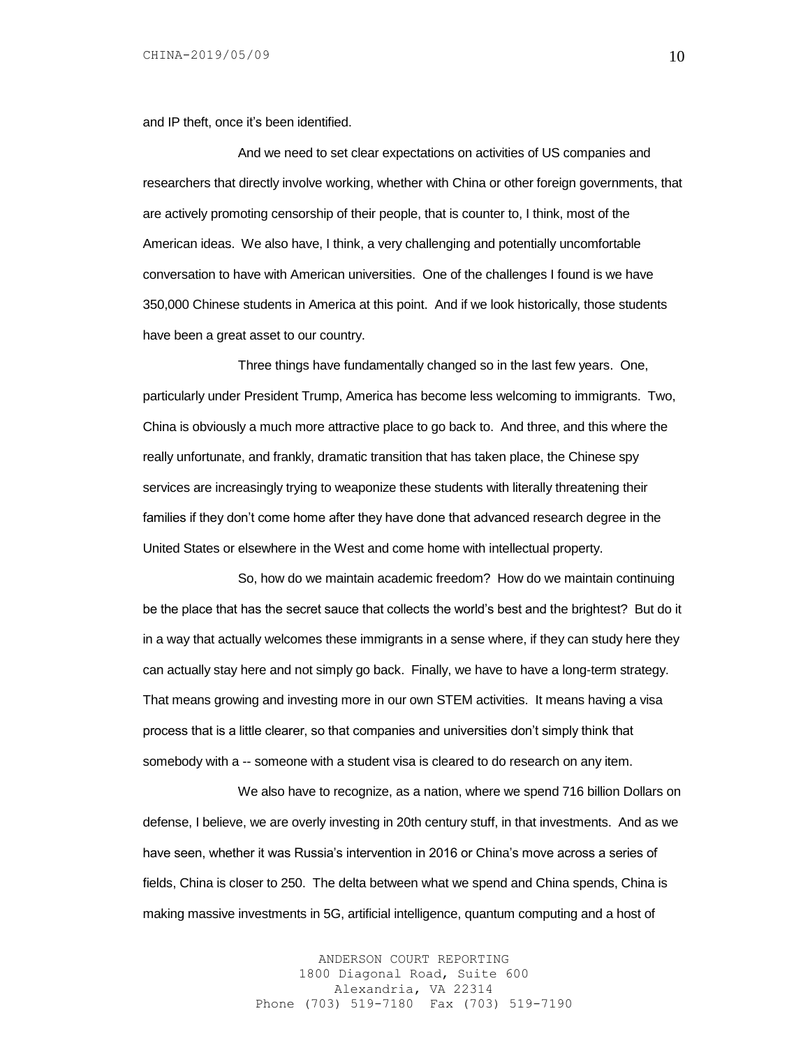and IP theft, once it's been identified.

And we need to set clear expectations on activities of US companies and researchers that directly involve working, whether with China or other foreign governments, that are actively promoting censorship of their people, that is counter to, I think, most of the American ideas. We also have, I think, a very challenging and potentially uncomfortable conversation to have with American universities. One of the challenges I found is we have 350,000 Chinese students in America at this point. And if we look historically, those students have been a great asset to our country.

Three things have fundamentally changed so in the last few years. One, particularly under President Trump, America has become less welcoming to immigrants. Two, China is obviously a much more attractive place to go back to. And three, and this where the really unfortunate, and frankly, dramatic transition that has taken place, the Chinese spy services are increasingly trying to weaponize these students with literally threatening their families if they don't come home after they have done that advanced research degree in the United States or elsewhere in the West and come home with intellectual property.

So, how do we maintain academic freedom? How do we maintain continuing be the place that has the secret sauce that collects the world's best and the brightest? But do it in a way that actually welcomes these immigrants in a sense where, if they can study here they can actually stay here and not simply go back. Finally, we have to have a long-term strategy. That means growing and investing more in our own STEM activities. It means having a visa process that is a little clearer, so that companies and universities don't simply think that somebody with a -- someone with a student visa is cleared to do research on any item.

We also have to recognize, as a nation, where we spend 716 billion Dollars on defense, I believe, we are overly investing in 20th century stuff, in that investments. And as we have seen, whether it was Russia's intervention in 2016 or China's move across a series of fields, China is closer to 250. The delta between what we spend and China spends, China is making massive investments in 5G, artificial intelligence, quantum computing and a host of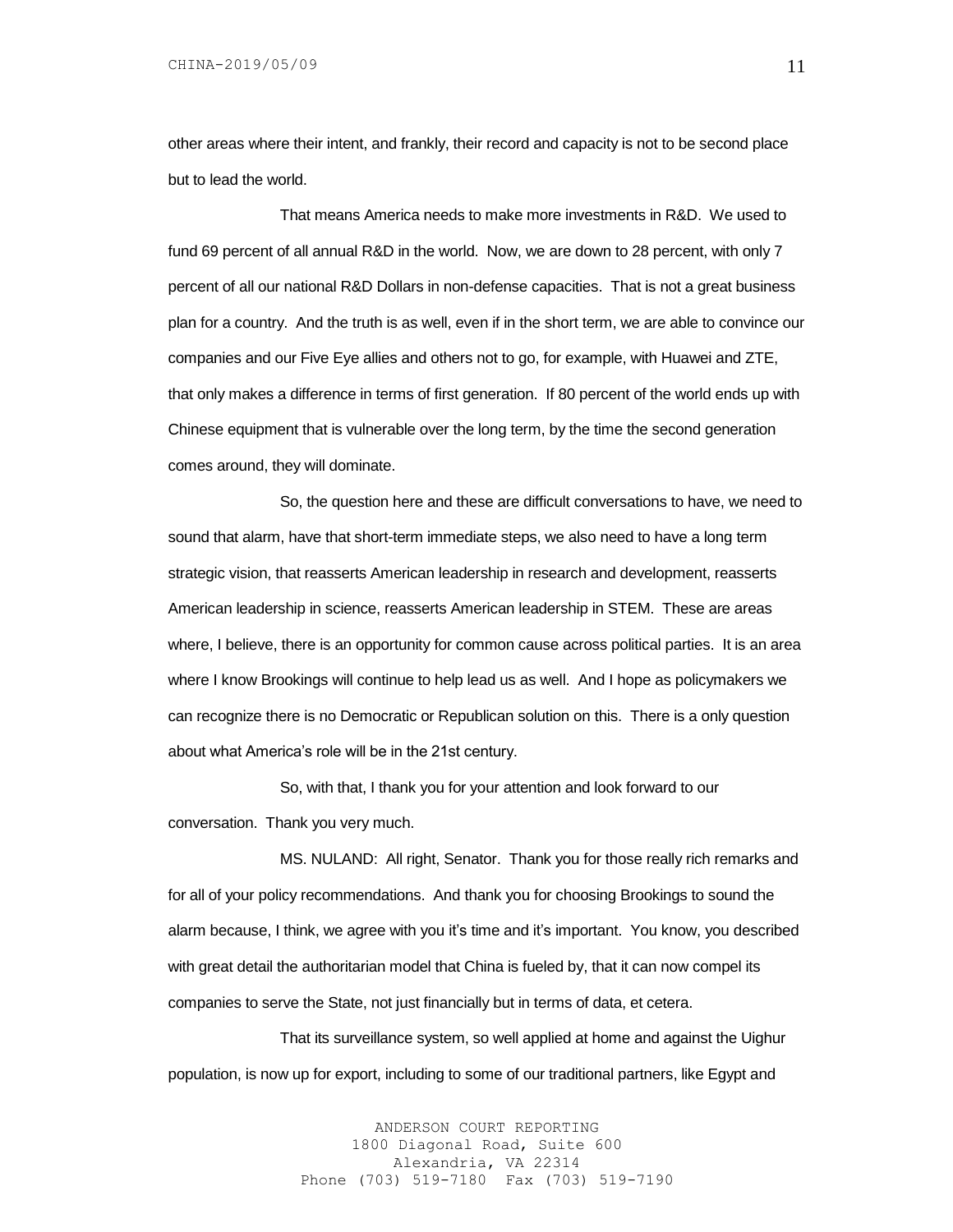other areas where their intent, and frankly, their record and capacity is not to be second place but to lead the world.

That means America needs to make more investments in R&D. We used to fund 69 percent of all annual R&D in the world. Now, we are down to 28 percent, with only 7 percent of all our national R&D Dollars in non-defense capacities. That is not a great business plan for a country. And the truth is as well, even if in the short term, we are able to convince our companies and our Five Eye allies and others not to go, for example, with Huawei and ZTE, that only makes a difference in terms of first generation. If 80 percent of the world ends up with Chinese equipment that is vulnerable over the long term, by the time the second generation comes around, they will dominate.

So, the question here and these are difficult conversations to have, we need to sound that alarm, have that short-term immediate steps, we also need to have a long term strategic vision, that reasserts American leadership in research and development, reasserts American leadership in science, reasserts American leadership in STEM. These are areas where, I believe, there is an opportunity for common cause across political parties. It is an area where I know Brookings will continue to help lead us as well. And I hope as policymakers we can recognize there is no Democratic or Republican solution on this. There is a only question about what America's role will be in the 21st century.

So, with that, I thank you for your attention and look forward to our conversation. Thank you very much.

MS. NULAND: All right, Senator. Thank you for those really rich remarks and for all of your policy recommendations. And thank you for choosing Brookings to sound the alarm because, I think, we agree with you it's time and it's important. You know, you described with great detail the authoritarian model that China is fueled by, that it can now compel its companies to serve the State, not just financially but in terms of data, et cetera.

That its surveillance system, so well applied at home and against the Uighur population, is now up for export, including to some of our traditional partners, like Egypt and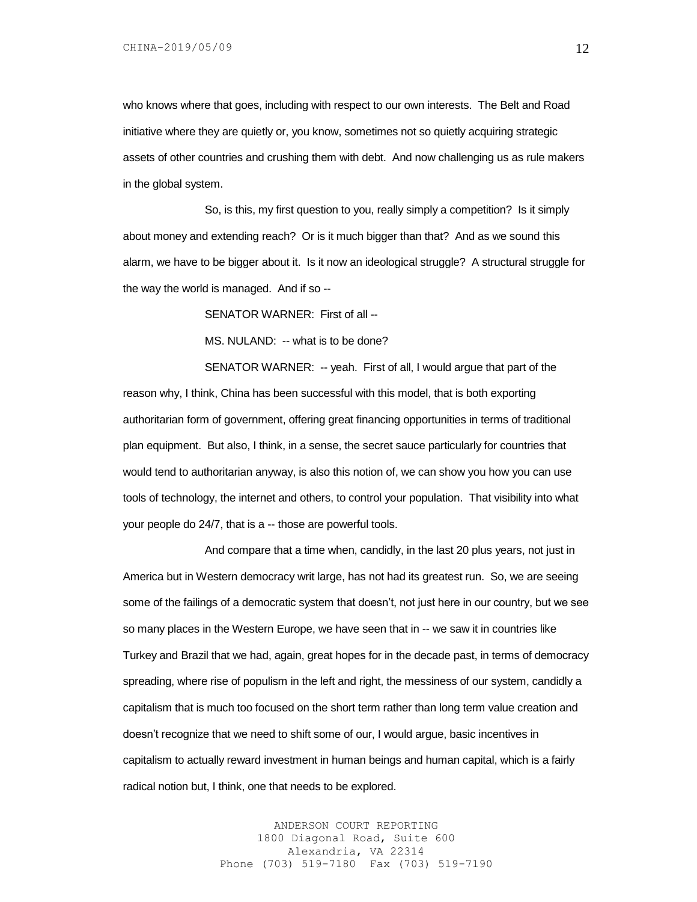who knows where that goes, including with respect to our own interests. The Belt and Road initiative where they are quietly or, you know, sometimes not so quietly acquiring strategic assets of other countries and crushing them with debt. And now challenging us as rule makers in the global system.

So, is this, my first question to you, really simply a competition? Is it simply about money and extending reach? Or is it much bigger than that? And as we sound this alarm, we have to be bigger about it. Is it now an ideological struggle? A structural struggle for the way the world is managed. And if so --

SENATOR WARNER: First of all --

MS. NULAND: -- what is to be done?

SENATOR WARNER: -- yeah. First of all, I would argue that part of the reason why, I think, China has been successful with this model, that is both exporting authoritarian form of government, offering great financing opportunities in terms of traditional plan equipment. But also, I think, in a sense, the secret sauce particularly for countries that would tend to authoritarian anyway, is also this notion of, we can show you how you can use tools of technology, the internet and others, to control your population. That visibility into what your people do 24/7, that is a -- those are powerful tools.

And compare that a time when, candidly, in the last 20 plus years, not just in America but in Western democracy writ large, has not had its greatest run. So, we are seeing some of the failings of a democratic system that doesn't, not just here in our country, but we see so many places in the Western Europe, we have seen that in -- we saw it in countries like Turkey and Brazil that we had, again, great hopes for in the decade past, in terms of democracy spreading, where rise of populism in the left and right, the messiness of our system, candidly a capitalism that is much too focused on the short term rather than long term value creation and doesn't recognize that we need to shift some of our, I would argue, basic incentives in capitalism to actually reward investment in human beings and human capital, which is a fairly radical notion but, I think, one that needs to be explored.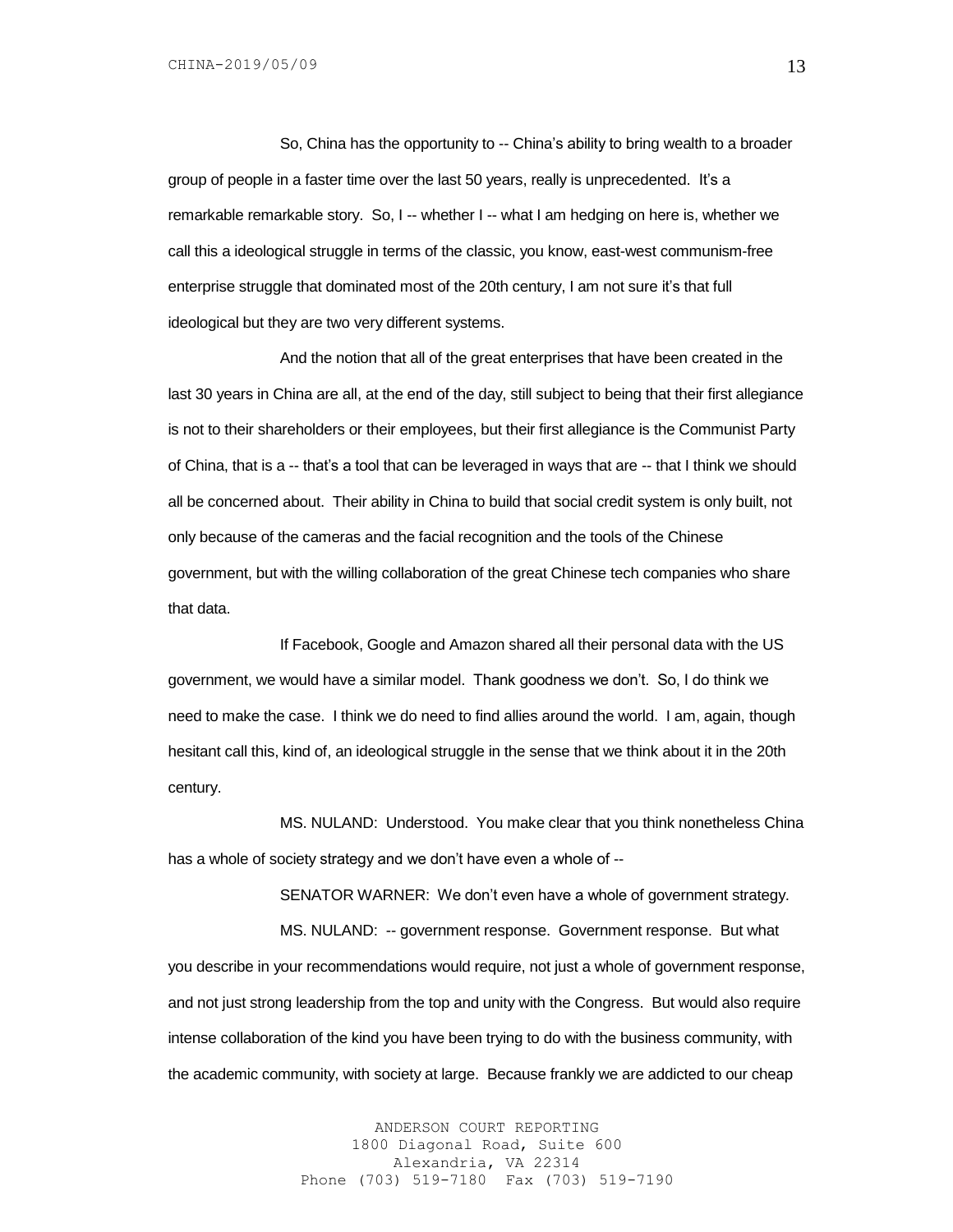So, China has the opportunity to -- China's ability to bring wealth to a broader group of people in a faster time over the last 50 years, really is unprecedented. It's a remarkable remarkable story. So, I -- whether I -- what I am hedging on here is, whether we call this a ideological struggle in terms of the classic, you know, east-west communism-free enterprise struggle that dominated most of the 20th century, I am not sure it's that full ideological but they are two very different systems.

And the notion that all of the great enterprises that have been created in the last 30 years in China are all, at the end of the day, still subject to being that their first allegiance is not to their shareholders or their employees, but their first allegiance is the Communist Party of China, that is a -- that's a tool that can be leveraged in ways that are -- that I think we should all be concerned about. Their ability in China to build that social credit system is only built, not only because of the cameras and the facial recognition and the tools of the Chinese government, but with the willing collaboration of the great Chinese tech companies who share that data.

If Facebook, Google and Amazon shared all their personal data with the US government, we would have a similar model. Thank goodness we don't. So, I do think we need to make the case. I think we do need to find allies around the world. I am, again, though hesitant call this, kind of, an ideological struggle in the sense that we think about it in the 20th century.

MS. NULAND: Understood. You make clear that you think nonetheless China has a whole of society strategy and we don't have even a whole of --

SENATOR WARNER: We don't even have a whole of government strategy.

MS. NULAND: -- government response. Government response. But what you describe in your recommendations would require, not just a whole of government response, and not just strong leadership from the top and unity with the Congress. But would also require intense collaboration of the kind you have been trying to do with the business community, with the academic community, with society at large. Because frankly we are addicted to our cheap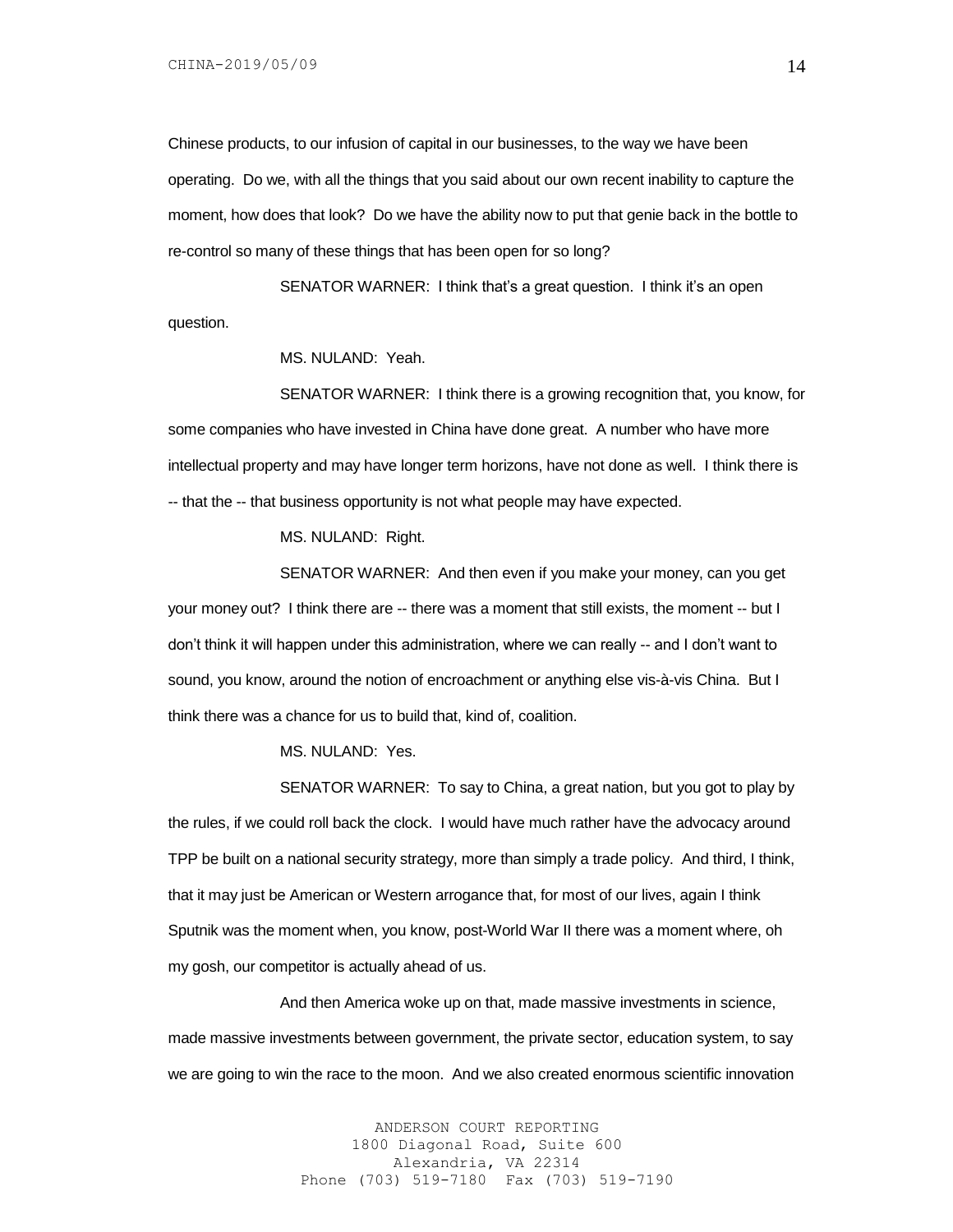Chinese products, to our infusion of capital in our businesses, to the way we have been operating. Do we, with all the things that you said about our own recent inability to capture the moment, how does that look? Do we have the ability now to put that genie back in the bottle to re-control so many of these things that has been open for so long?

SENATOR WARNER: I think that's a great question. I think it's an open question.

MS. NULAND: Yeah.

SENATOR WARNER: I think there is a growing recognition that, you know, for some companies who have invested in China have done great. A number who have more intellectual property and may have longer term horizons, have not done as well. I think there is -- that the -- that business opportunity is not what people may have expected.

MS. NULAND: Right.

SENATOR WARNER: And then even if you make your money, can you get your money out? I think there are -- there was a moment that still exists, the moment -- but I don't think it will happen under this administration, where we can really -- and I don't want to sound, you know, around the notion of encroachment or anything else vis-à-vis China. But I think there was a chance for us to build that, kind of, coalition.

MS. NULAND: Yes.

SENATOR WARNER: To say to China, a great nation, but you got to play by the rules, if we could roll back the clock. I would have much rather have the advocacy around TPP be built on a national security strategy, more than simply a trade policy. And third, I think, that it may just be American or Western arrogance that, for most of our lives, again I think Sputnik was the moment when, you know, post-World War II there was a moment where, oh my gosh, our competitor is actually ahead of us.

And then America woke up on that, made massive investments in science, made massive investments between government, the private sector, education system, to say we are going to win the race to the moon. And we also created enormous scientific innovation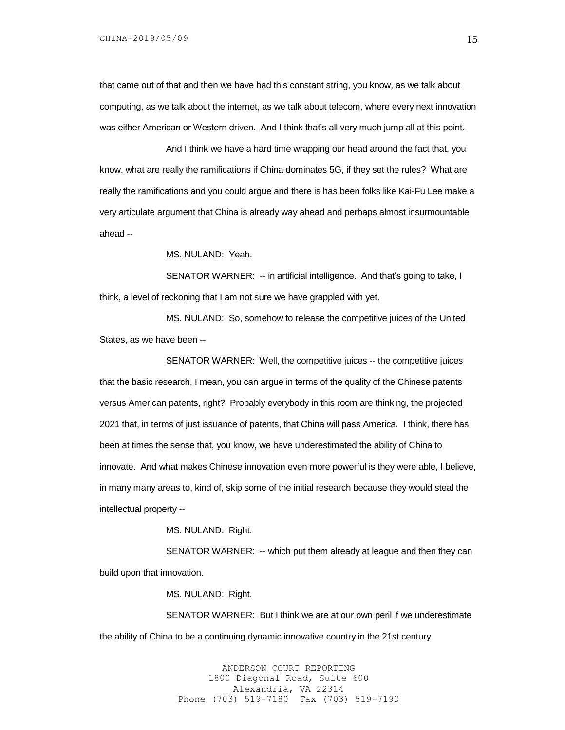that came out of that and then we have had this constant string, you know, as we talk about computing, as we talk about the internet, as we talk about telecom, where every next innovation was either American or Western driven. And I think that's all very much jump all at this point.

And I think we have a hard time wrapping our head around the fact that, you know, what are really the ramifications if China dominates 5G, if they set the rules? What are really the ramifications and you could argue and there is has been folks like Kai-Fu Lee make a very articulate argument that China is already way ahead and perhaps almost insurmountable ahead --

MS. NULAND: Yeah.

SENATOR WARNER: -- in artificial intelligence. And that's going to take, I think, a level of reckoning that I am not sure we have grappled with yet.

MS. NULAND: So, somehow to release the competitive juices of the United States, as we have been --

SENATOR WARNER: Well, the competitive juices -- the competitive juices that the basic research, I mean, you can argue in terms of the quality of the Chinese patents versus American patents, right? Probably everybody in this room are thinking, the projected 2021 that, in terms of just issuance of patents, that China will pass America. I think, there has been at times the sense that, you know, we have underestimated the ability of China to innovate. And what makes Chinese innovation even more powerful is they were able, I believe, in many many areas to, kind of, skip some of the initial research because they would steal the intellectual property --

MS. NULAND: Right.

SENATOR WARNER: -- which put them already at league and then they can build upon that innovation.

MS. NULAND: Right.

SENATOR WARNER: But I think we are at our own peril if we underestimate the ability of China to be a continuing dynamic innovative country in the 21st century.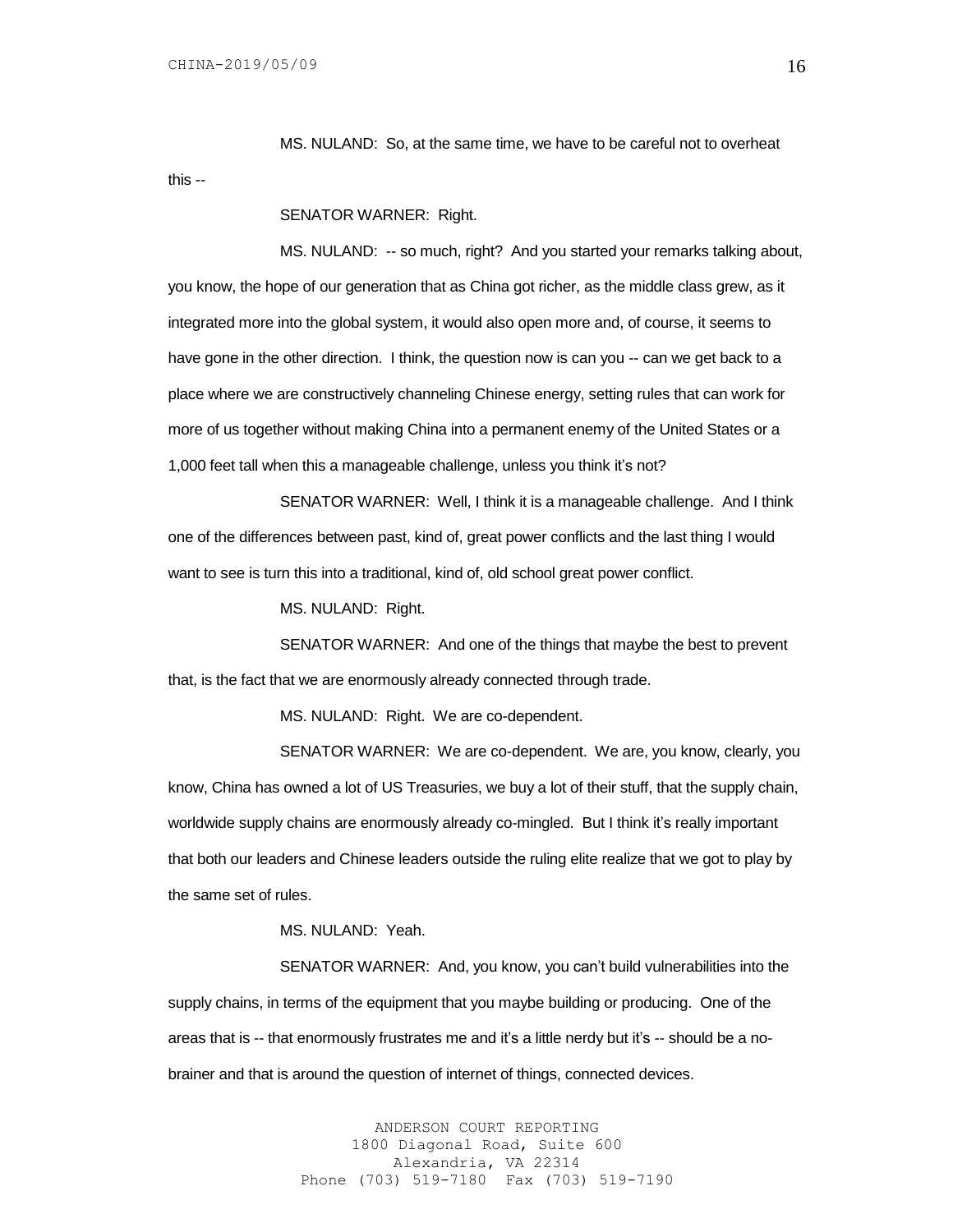MS. NULAND: So, at the same time, we have to be careful not to overheat this --

SENATOR WARNER: Right.

MS. NULAND: -- so much, right? And you started your remarks talking about, you know, the hope of our generation that as China got richer, as the middle class grew, as it integrated more into the global system, it would also open more and, of course, it seems to have gone in the other direction. I think, the question now is can you -- can we get back to a place where we are constructively channeling Chinese energy, setting rules that can work for more of us together without making China into a permanent enemy of the United States or a 1,000 feet tall when this a manageable challenge, unless you think it's not?

SENATOR WARNER: Well, I think it is a manageable challenge. And I think one of the differences between past, kind of, great power conflicts and the last thing I would want to see is turn this into a traditional, kind of, old school great power conflict.

MS. NULAND: Right.

SENATOR WARNER: And one of the things that maybe the best to prevent that, is the fact that we are enormously already connected through trade.

MS. NULAND: Right. We are co-dependent.

SENATOR WARNER: We are co-dependent. We are, you know, clearly, you know, China has owned a lot of US Treasuries, we buy a lot of their stuff, that the supply chain, worldwide supply chains are enormously already co-mingled. But I think it's really important that both our leaders and Chinese leaders outside the ruling elite realize that we got to play by the same set of rules.

MS. NULAND: Yeah.

SENATOR WARNER: And, you know, you can't build vulnerabilities into the supply chains, in terms of the equipment that you maybe building or producing. One of the areas that is -- that enormously frustrates me and it's a little nerdy but it's -- should be a no-brainer and that is around the question of internet of things, connected devices.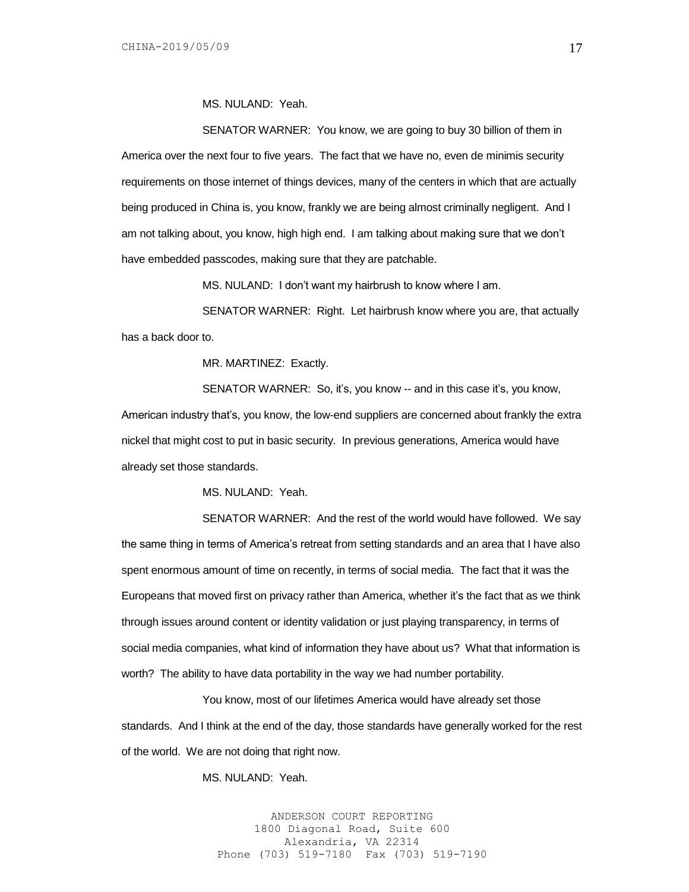MS. NULAND: Yeah.

SENATOR WARNER: You know, we are going to buy 30 billion of them in America over the next four to five years. The fact that we have no, even de minimis security requirements on those internet of things devices, many of the centers in which that are actually being produced in China is, you know, frankly we are being almost criminally negligent. And I am not talking about, you know, high high end. I am talking about making sure that we don't have embedded passcodes, making sure that they are patchable.

MS. NULAND: I don't want my hairbrush to know where I am.

SENATOR WARNER: Right. Let hairbrush know where you are, that actually has a back door to.

MR. MARTINEZ: Exactly.

SENATOR WARNER: So, it's, you know -- and in this case it's, you know, American industry that's, you know, the low-end suppliers are concerned about frankly the extra nickel that might cost to put in basic security. In previous generations, America would have already set those standards.

MS. NULAND: Yeah.

SENATOR WARNER: And the rest of the world would have followed. We say the same thing in terms of America's retreat from setting standards and an area that I have also spent enormous amount of time on recently, in terms of social media. The fact that it was the Europeans that moved first on privacy rather than America, whether it's the fact that as we think through issues around content or identity validation or just playing transparency, in terms of social media companies, what kind of information they have about us? What that information is worth? The ability to have data portability in the way we had number portability.

You know, most of our lifetimes America would have already set those standards. And I think at the end of the day, those standards have generally worked for the rest of the world. We are not doing that right now.

MS. NULAND: Yeah.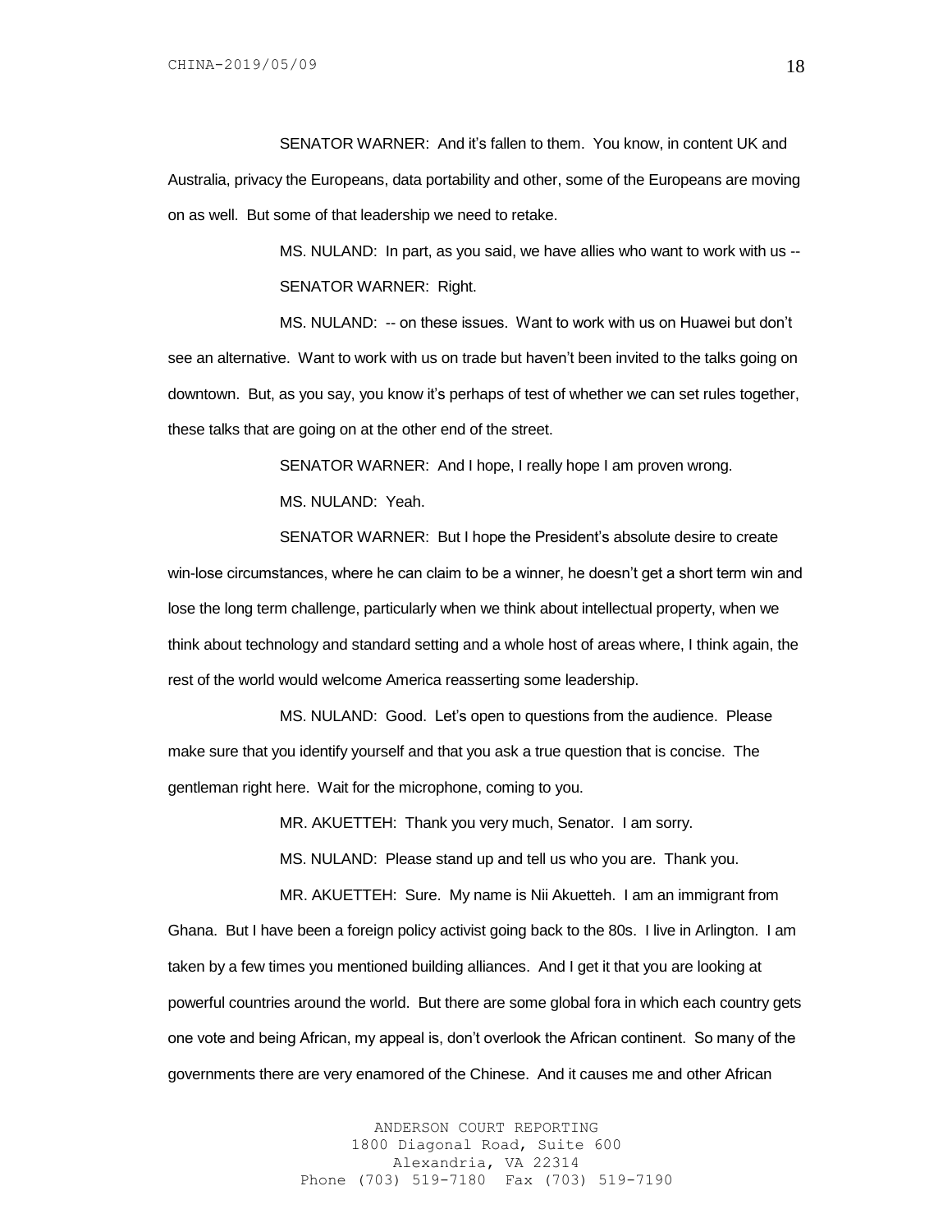SENATOR WARNER: And it's fallen to them. You know, in content UK and Australia, privacy the Europeans, data portability and other, some of the Europeans are moving on as well. But some of that leadership we need to retake.

MS. NULAND: In part, as you said, we have allies who want to work with us --

SENATOR WARNER: Right.

MS. NULAND: -- on these issues. Want to work with us on Huawei but don't see an alternative. Want to work with us on trade but haven't been invited to the talks going on downtown. But, as you say, you know it's perhaps of test of whether we can set rules together, these talks that are going on at the other end of the street.

SENATOR WARNER: And I hope, I really hope I am proven wrong.

MS. NULAND: Yeah.

SENATOR WARNER: But I hope the President's absolute desire to create win-lose circumstances, where he can claim to be a winner, he doesn't get a short term win and lose the long term challenge, particularly when we think about intellectual property, when we think about technology and standard setting and a whole host of areas where, I think again, the rest of the world would welcome America reasserting some leadership.

MS. NULAND: Good. Let's open to questions from the audience. Please make sure that you identify yourself and that you ask a true question that is concise. The gentleman right here. Wait for the microphone, coming to you.

MR. AKUETTEH: Thank you very much, Senator. I am sorry.

MS. NULAND: Please stand up and tell us who you are. Thank you.

MR. AKUETTEH: Sure. My name is Nii Akuetteh. I am an immigrant from Ghana. But I have been a foreign policy activist going back to the 80s. I live in Arlington. I am taken by a few times you mentioned building alliances. And I get it that you are looking at powerful countries around the world. But there are some global fora in which each country gets one vote and being African, my appeal is, don't overlook the African continent. So many of the governments there are very enamored of the Chinese. And it causes me and other African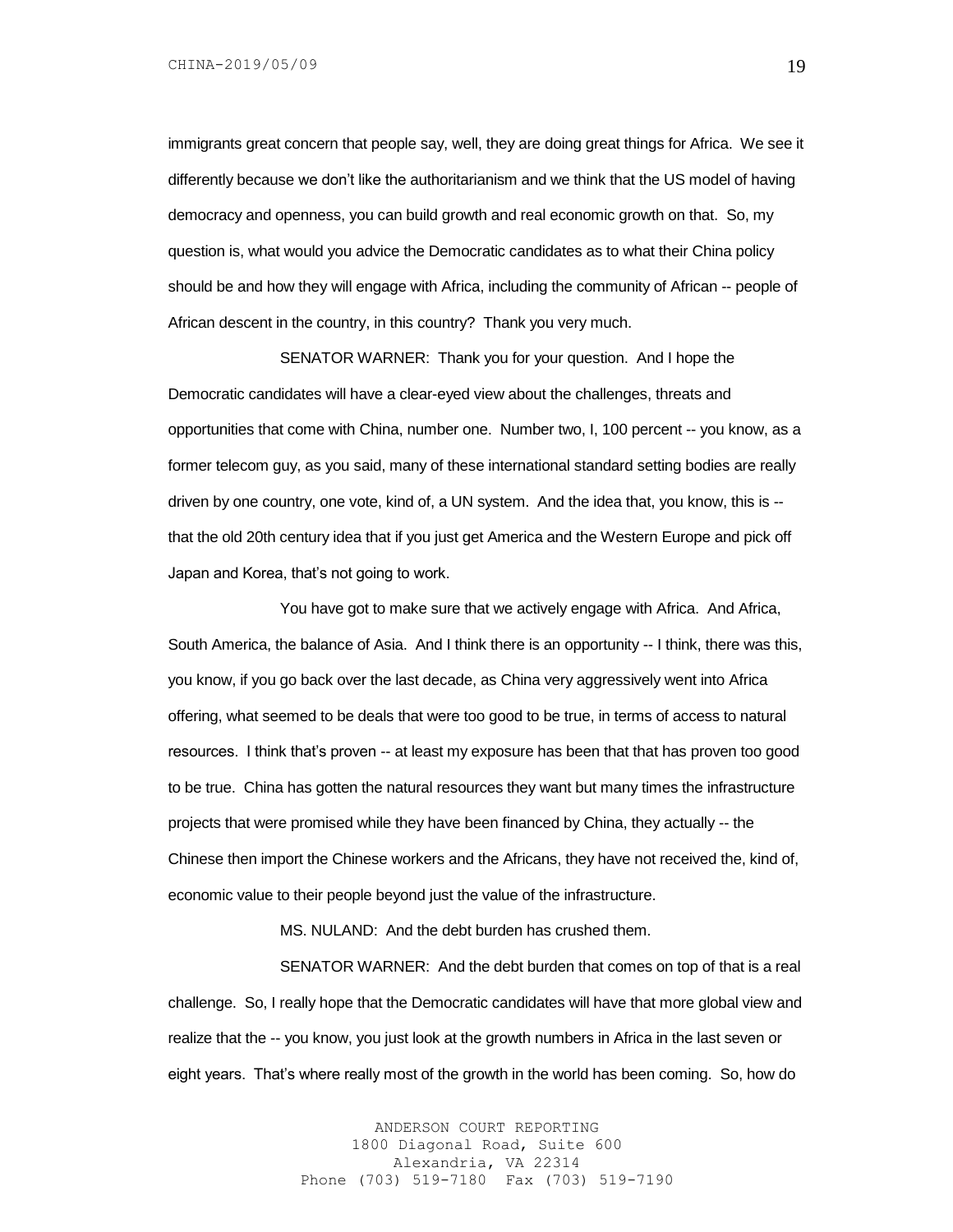immigrants great concern that people say, well, they are doing great things for Africa. We see it differently because we don't like the authoritarianism and we think that the US model of having democracy and openness, you can build growth and real economic growth on that. So, my question is, what would you advice the Democratic candidates as to what their China policy should be and how they will engage with Africa, including the community of African -- people of African descent in the country, in this country? Thank you very much.

SENATOR WARNER: Thank you for your question. And I hope the Democratic candidates will have a clear-eyed view about the challenges, threats and opportunities that come with China, number one. Number two, I, 100 percent -- you know, as a former telecom guy, as you said, many of these international standard setting bodies are really driven by one country, one vote, kind of, a UN system. And the idea that, you know, this is -- that the old 20th century idea that if you just get America and the Western Europe and pick off Japan and Korea, that's not going to work.

You have got to make sure that we actively engage with Africa. And Africa, South America, the balance of Asia. And I think there is an opportunity -- I think, there was this, you know, if you go back over the last decade, as China very aggressively went into Africa offering, what seemed to be deals that were too good to be true, in terms of access to natural resources. I think that's proven -- at least my exposure has been that that has proven too good to be true. China has gotten the natural resources they want but many times the infrastructure projects that were promised while they have been financed by China, they actually -- the Chinese then import the Chinese workers and the Africans, they have not received the, kind of, economic value to their people beyond just the value of the infrastructure.

MS. NULAND: And the debt burden has crushed them.

SENATOR WARNER: And the debt burden that comes on top of that is a real challenge. So, I really hope that the Democratic candidates will have that more global view and realize that the -- you know, you just look at the growth numbers in Africa in the last seven or eight years. That's where really most of the growth in the world has been coming. So, how do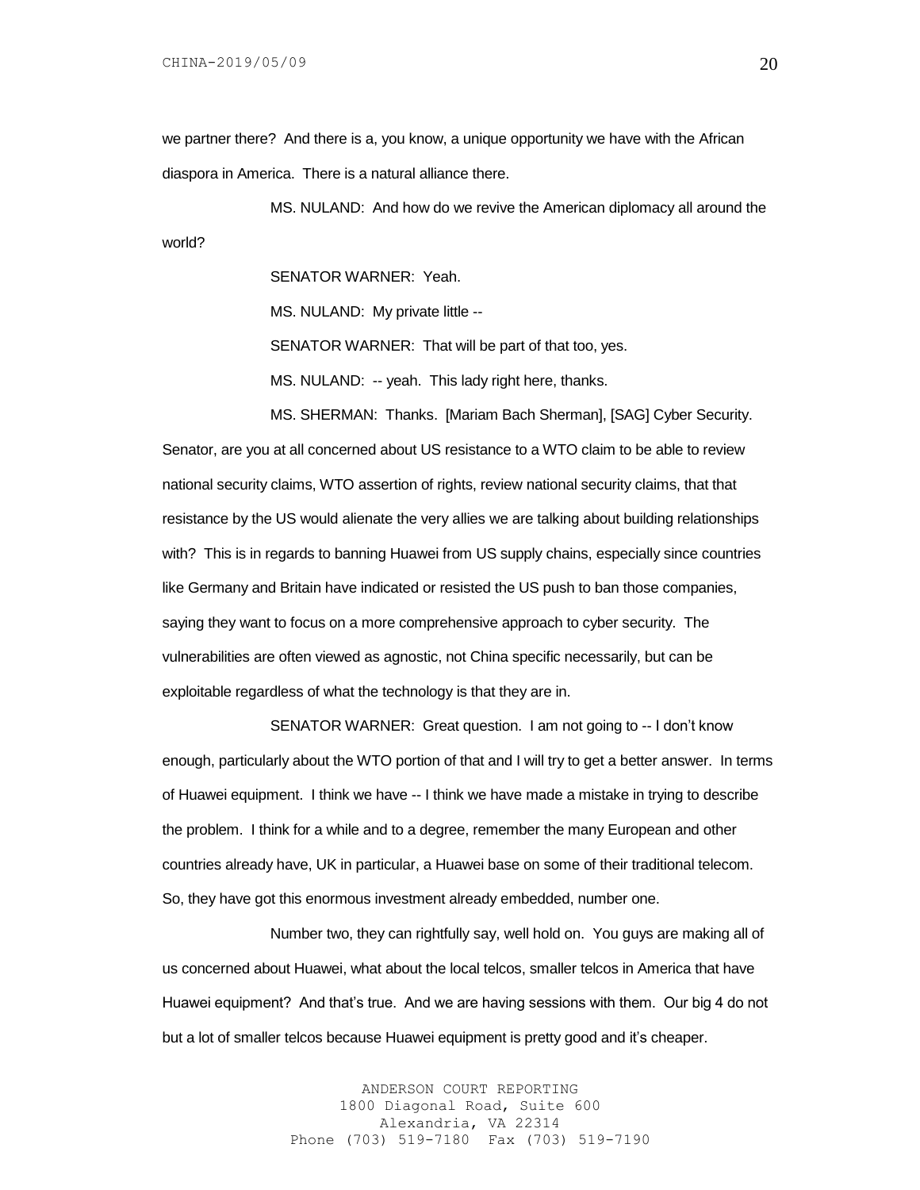we partner there? And there is a, you know, a unique opportunity we have with the African diaspora in America. There is a natural alliance there.

MS. NULAND: And how do we revive the American diplomacy all around the world?

SENATOR WARNER: Yeah.

MS. NULAND: My private little --

SENATOR WARNER: That will be part of that too, yes.

MS. NULAND: -- yeah. This lady right here, thanks.

MS. SHERMAN: Thanks. [Mariam Bach Sherman], [SAG] Cyber Security. Senator, are you at all concerned about US resistance to a WTO claim to be able to review national security claims, WTO assertion of rights, review national security claims, that that resistance by the US would alienate the very allies we are talking about building relationships with? This is in regards to banning Huawei from US supply chains, especially since countries like Germany and Britain have indicated or resisted the US push to ban those companies, saying they want to focus on a more comprehensive approach to cyber security. The vulnerabilities are often viewed as agnostic, not China specific necessarily, but can be exploitable regardless of what the technology is that they are in.

SENATOR WARNER: Great question. I am not going to -- I don't know enough, particularly about the WTO portion of that and I will try to get a better answer. In terms of Huawei equipment. I think we have -- I think we have made a mistake in trying to describe the problem. I think for a while and to a degree, remember the many European and other countries already have, UK in particular, a Huawei base on some of their traditional telecom. So, they have got this enormous investment already embedded, number one.

Number two, they can rightfully say, well hold on. You guys are making all of us concerned about Huawei, what about the local telcos, smaller telcos in America that have Huawei equipment? And that's true. And we are having sessions with them. Our big 4 do not but a lot of smaller telcos because Huawei equipment is pretty good and it's cheaper.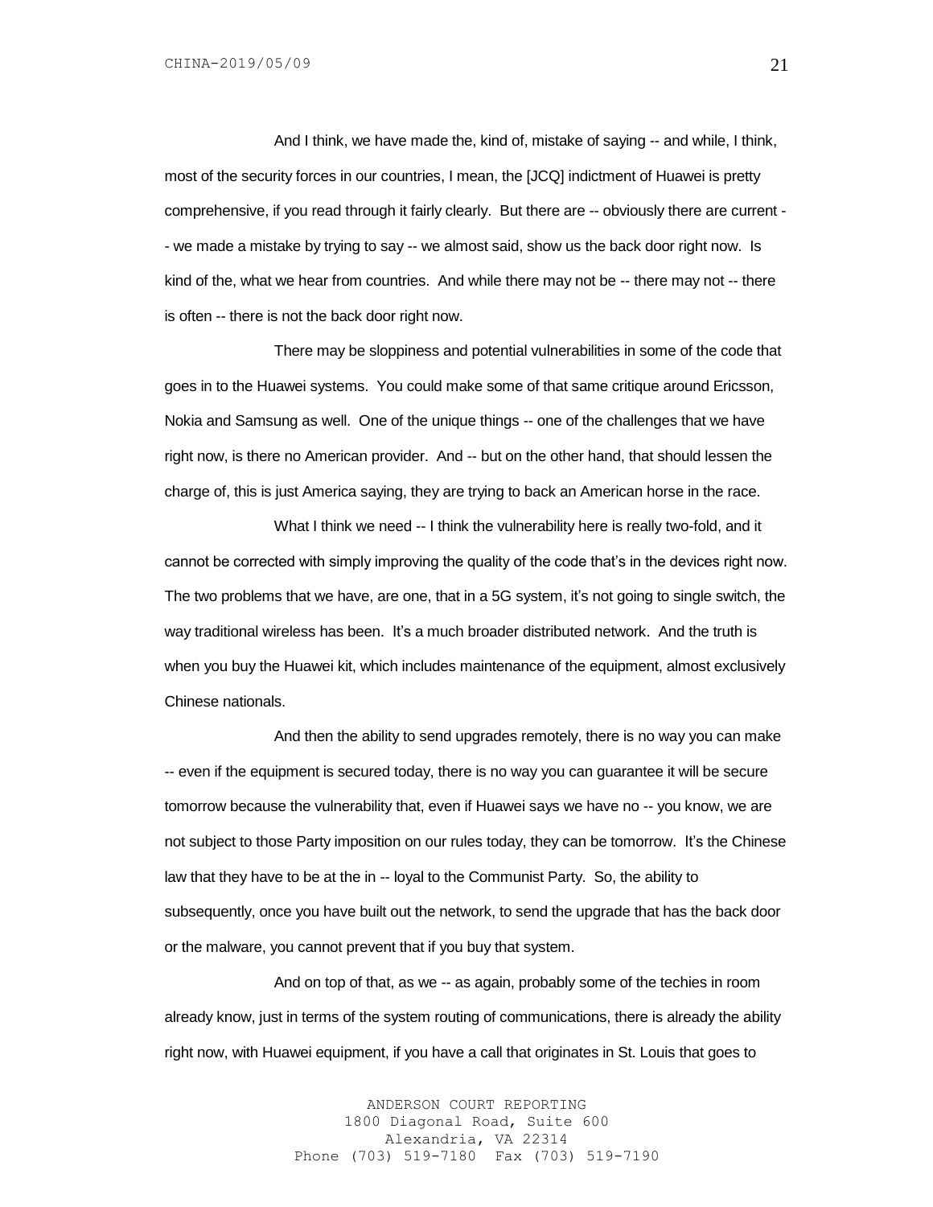And I think, we have made the, kind of, mistake of saying -- and while, I think, most of the security forces in our countries, I mean, the [JCQ] indictment of Huawei is pretty comprehensive, if you read through it fairly clearly. But there are -- obviously there are current -- we made a mistake by trying to say -- we almost said, show us the back door right now. Is kind of the, what we hear from countries. And while there may not be -- there may not -- there is often -- there is not the back door right now.

There may be sloppiness and potential vulnerabilities in some of the code that goes in to the Huawei systems. You could make some of that same critique around Ericsson, Nokia and Samsung as well. One of the unique things -- one of the challenges that we have right now, is there no American provider. And -- but on the other hand, that should lessen the charge of, this is just America saying, they are trying to back an American horse in the race.

What I think we need -- I think the vulnerability here is really two-fold, and it cannot be corrected with simply improving the quality of the code that's in the devices right now. The two problems that we have, are one, that in a 5G system, it's not going to single switch, the way traditional wireless has been. It's a much broader distributed network. And the truth is when you buy the Huawei kit, which includes maintenance of the equipment, almost exclusively Chinese nationals.

And then the ability to send upgrades remotely, there is no way you can make -- even if the equipment is secured today, there is no way you can guarantee it will be secure tomorrow because the vulnerability that, even if Huawei says we have no -- you know, we are not subject to those Party imposition on our rules today, they can be tomorrow. It's the Chinese law that they have to be at the in -- loyal to the Communist Party. So, the ability to subsequently, once you have built out the network, to send the upgrade that has the back door or the malware, you cannot prevent that if you buy that system.

And on top of that, as we -- as again, probably some of the techies in room already know, just in terms of the system routing of communications, there is already the ability right now, with Huawei equipment, if you have a call that originates in St. Louis that goes to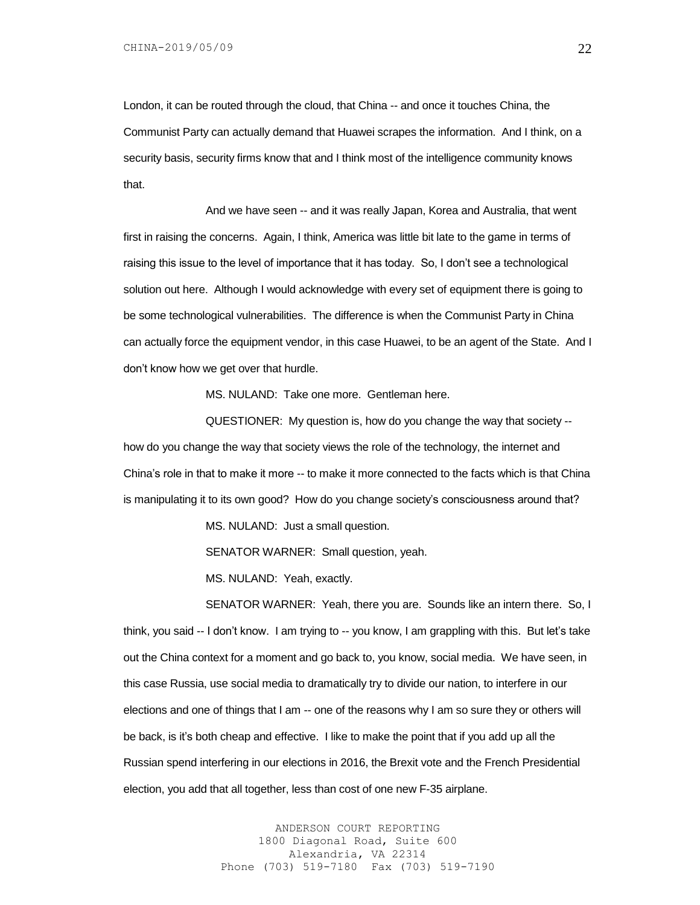London, it can be routed through the cloud, that China -- and once it touches China, the Communist Party can actually demand that Huawei scrapes the information. And I think, on a security basis, security firms know that and I think most of the intelligence community knows that.

And we have seen -- and it was really Japan, Korea and Australia, that went first in raising the concerns. Again, I think, America was little bit late to the game in terms of raising this issue to the level of importance that it has today. So, I don't see a technological solution out here. Although I would acknowledge with every set of equipment there is going to be some technological vulnerabilities. The difference is when the Communist Party in China can actually force the equipment vendor, in this case Huawei, to be an agent of the State. And I don't know how we get over that hurdle.

MS. NULAND: Take one more. Gentleman here.

QUESTIONER: My question is, how do you change the way that society -- how do you change the way that society views the role of the technology, the internet and China's role in that to make it more -- to make it more connected to the facts which is that China is manipulating it to its own good? How do you change society's consciousness around that?

MS. NULAND: Just a small question.

SENATOR WARNER: Small question, yeah.

MS. NULAND: Yeah, exactly.

SENATOR WARNER: Yeah, there you are. Sounds like an intern there. So, I think, you said -- I don't know. I am trying to -- you know, I am grappling with this. But let's take out the China context for a moment and go back to, you know, social media. We have seen, in this case Russia, use social media to dramatically try to divide our nation, to interfere in our elections and one of things that I am -- one of the reasons why I am so sure they or others will be back, is it's both cheap and effective. I like to make the point that if you add up all the Russian spend interfering in our elections in 2016, the Brexit vote and the French Presidential election, you add that all together, less than cost of one new F-35 airplane.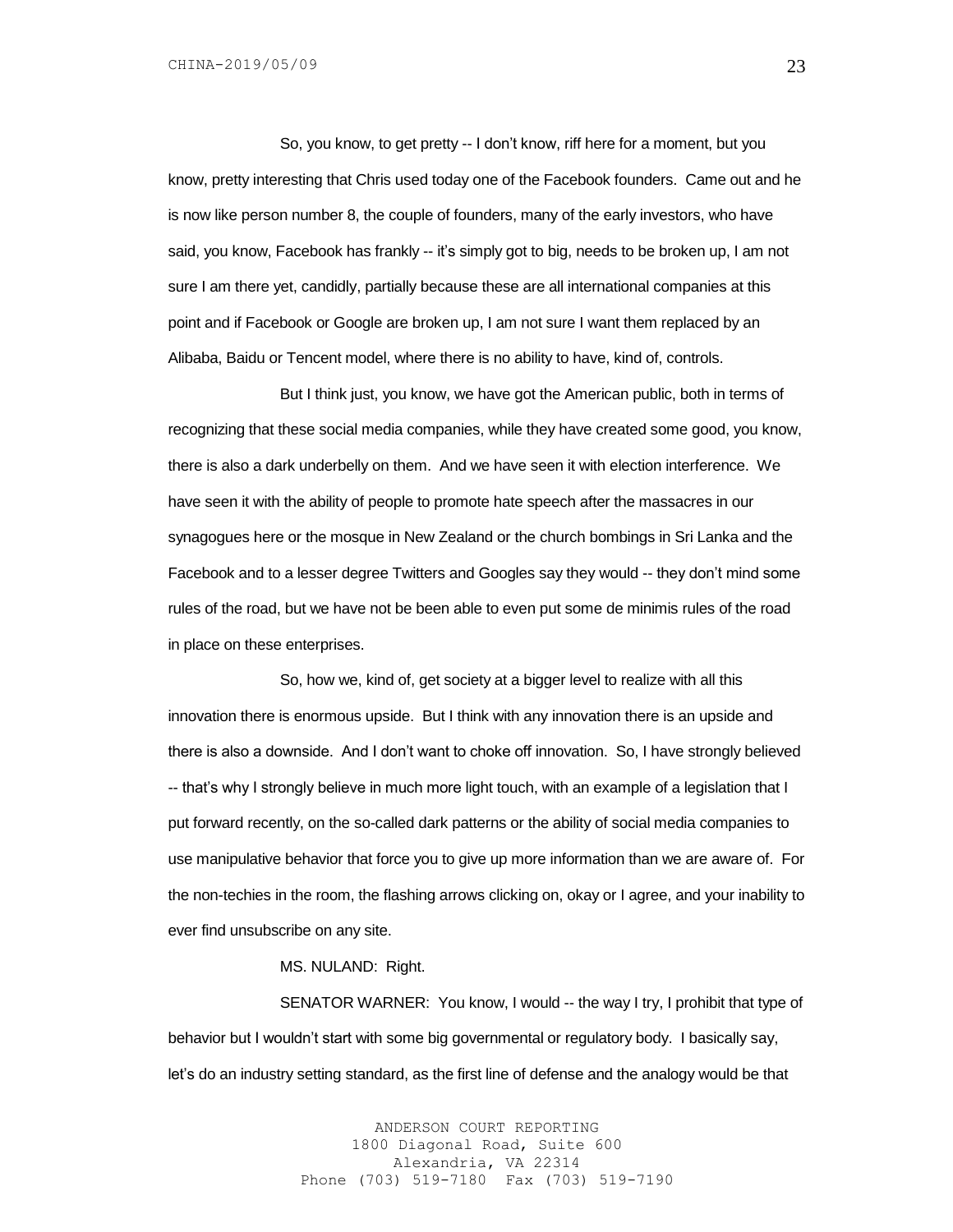So, you know, to get pretty -- I don't know, riff here for a moment, but you know, pretty interesting that Chris used today one of the Facebook founders. Came out and he is now like person number 8, the couple of founders, many of the early investors, who have said, you know, Facebook has frankly -- it's simply got to big, needs to be broken up, I am not sure I am there yet, candidly, partially because these are all international companies at this point and if Facebook or Google are broken up, I am not sure I want them replaced by an Alibaba, Baidu or Tencent model, where there is no ability to have, kind of, controls.

But I think just, you know, we have got the American public, both in terms of recognizing that these social media companies, while they have created some good, you know, there is also a dark underbelly on them. And we have seen it with election interference. We have seen it with the ability of people to promote hate speech after the massacres in our synagogues here or the mosque in New Zealand or the church bombings in Sri Lanka and the Facebook and to a lesser degree Twitters and Googles say they would -- they don't mind some rules of the road, but we have not be been able to even put some de minimis rules of the road in place on these enterprises.

So, how we, kind of, get society at a bigger level to realize with all this innovation there is enormous upside. But I think with any innovation there is an upside and there is also a downside. And I don't want to choke off innovation. So, I have strongly believed -- that's why I strongly believe in much more light touch, with an example of a legislation that I put forward recently, on the so-called dark patterns or the ability of social media companies to use manipulative behavior that force you to give up more information than we are aware of. For the non-techies in the room, the flashing arrows clicking on, okay or I agree, and your inability to ever find unsubscribe on any site.

MS. NULAND: Right.

SENATOR WARNER: You know, I would -- the way I try, I prohibit that type of behavior but I wouldn't start with some big governmental or regulatory body. I basically say, let's do an industry setting standard, as the first line of defense and the analogy would be that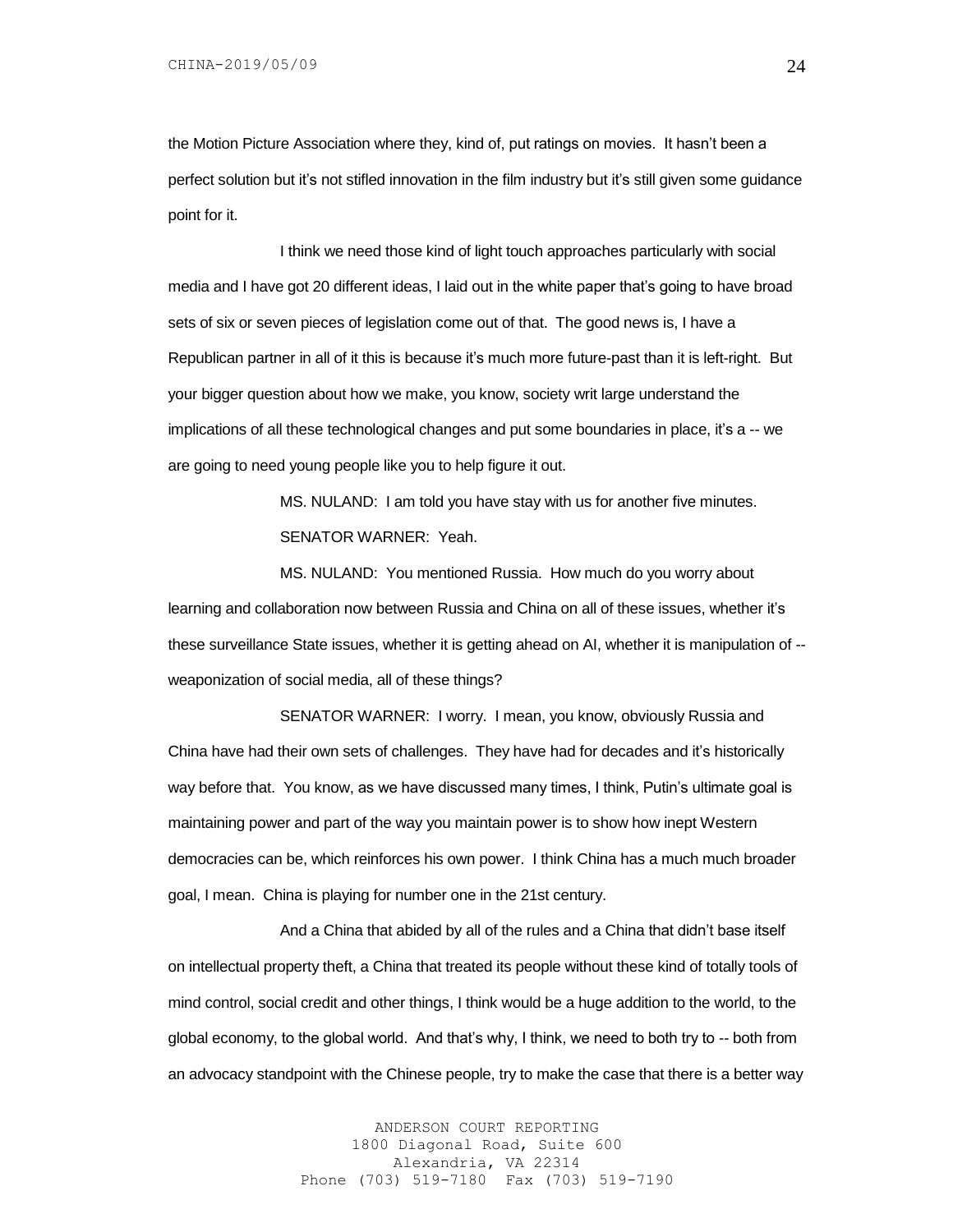the Motion Picture Association where they, kind of, put ratings on movies. It hasn't been a perfect solution but it's not stifled innovation in the film industry but it's still given some guidance point for it.

I think we need those kind of light touch approaches particularly with social media and I have got 20 different ideas, I laid out in the white paper that's going to have broad sets of six or seven pieces of legislation come out of that. The good news is, I have a Republican partner in all of it this is because it's much more future-past than it is left-right. But your bigger question about how we make, you know, society writ large understand the implications of all these technological changes and put some boundaries in place, it's a -- we are going to need young people like you to help figure it out.

MS. NULAND: I am told you have stay with us for another five minutes.

SENATOR WARNER: Yeah.

MS. NULAND: You mentioned Russia. How much do you worry about learning and collaboration now between Russia and China on all of these issues, whether it's these surveillance State issues, whether it is getting ahead on AI, whether it is manipulation of -- weaponization of social media, all of these things?

SENATOR WARNER: I worry. I mean, you know, obviously Russia and China have had their own sets of challenges. They have had for decades and it's historically way before that. You know, as we have discussed many times, I think, Putin's ultimate goal is maintaining power and part of the way you maintain power is to show how inept Western democracies can be, which reinforces his own power. I think China has a much much broader goal, I mean. China is playing for number one in the 21st century.

And a China that abided by all of the rules and a China that didn't base itself on intellectual property theft, a China that treated its people without these kind of totally tools of mind control, social credit and other things, I think would be a huge addition to the world, to the global economy, to the global world. And that's why, I think, we need to both try to -- both from an advocacy standpoint with the Chinese people, try to make the case that there is a better way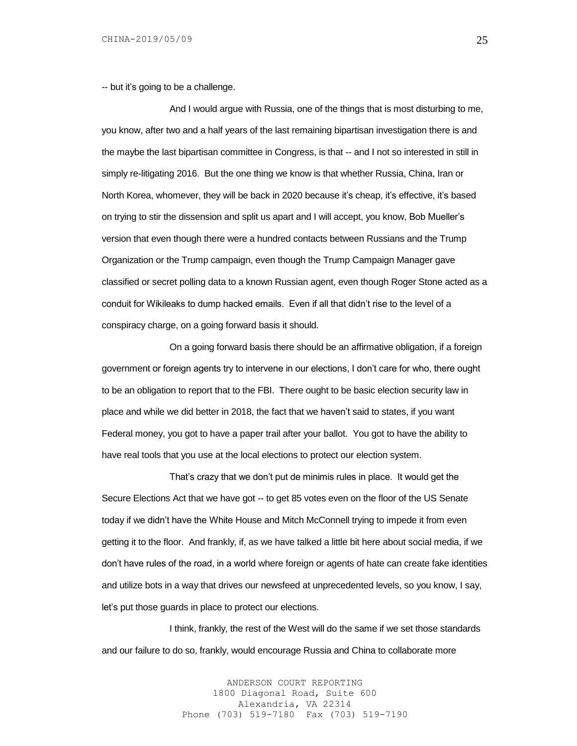-- but it's going to be a challenge.

And I would argue with Russia, one of the things that is most disturbing to me, you know, after two and a half years of the last remaining bipartisan investigation there is and the maybe the last bipartisan committee in Congress, is that -- and I not so interested in still in simply re-litigating 2016. But the one thing we know is that whether Russia, China, Iran or North Korea, whomever, they will be back in 2020 because it's cheap, it's effective, it's based on trying to stir the dissension and split us apart and I will accept, you know, Bob Mueller's version that even though there were a hundred contacts between Russians and the Trump Organization or the Trump campaign, even though the Trump Campaign Manager gave classified or secret polling data to a known Russian agent, even though Roger Stone acted as a conduit for Wikileaks to dump hacked emails. Even if all that didn't rise to the level of a conspiracy charge, on a going forward basis it should.

On a going forward basis there should be an affirmative obligation, if a foreign government or foreign agents try to intervene in our elections, I don't care for who, there ought to be an obligation to report that to the FBI. There ought to be basic election security law in place and while we did better in 2018, the fact that we haven't said to states, if you want Federal money, you got to have a paper trail after your ballot. You got to have the ability to have real tools that you use at the local elections to protect our election system.

That's crazy that we don't put de minimis rules in place. It would get the Secure Elections Act that we have got -- to get 85 votes even on the floor of the US Senate today if we didn't have the White House and Mitch McConnell trying to impede it from even getting it to the floor. And frankly, if, as we have talked a little bit here about social media, if we don't have rules of the road, in a world where foreign or agents of hate can create fake identities and utilize bots in a way that drives our newsfeed at unprecedented levels, so you know, I say, let's put those guards in place to protect our elections.

I think, frankly, the rest of the West will do the same if we set those standards and our failure to do so, frankly, would encourage Russia and China to collaborate more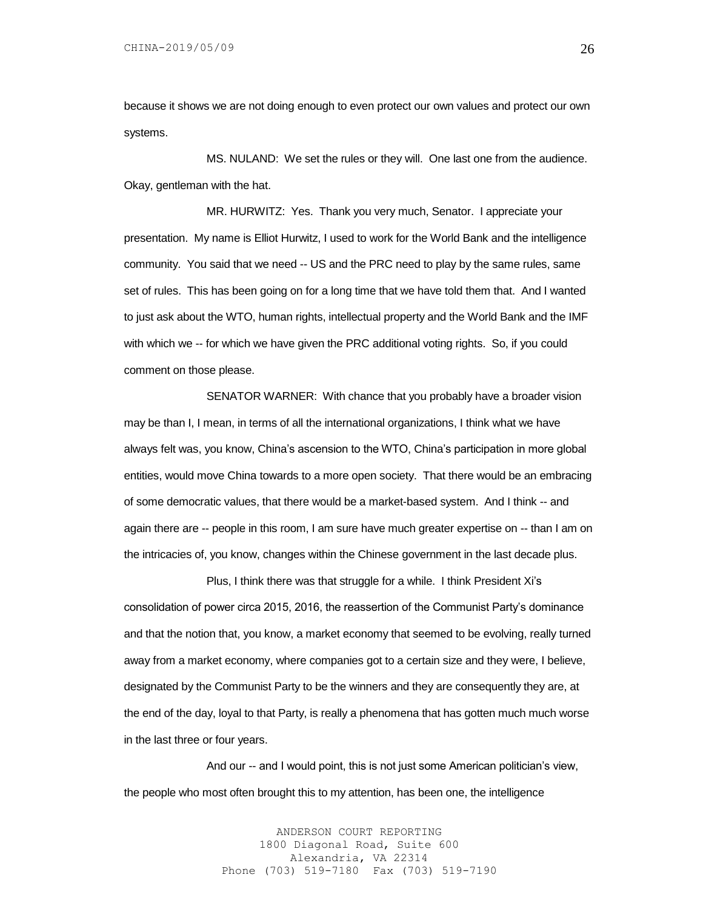because it shows we are not doing enough to even protect our own values and protect our own systems.

MS. NULAND: We set the rules or they will. One last one from the audience. Okay, gentleman with the hat.

MR. HURWITZ: Yes. Thank you very much, Senator. I appreciate your presentation. My name is Elliot Hurwitz, I used to work for the World Bank and the intelligence community. You said that we need -- US and the PRC need to play by the same rules, same set of rules. This has been going on for a long time that we have told them that. And I wanted to just ask about the WTO, human rights, intellectual property and the World Bank and the IMF with which we -- for which we have given the PRC additional voting rights. So, if you could comment on those please.

SENATOR WARNER: With chance that you probably have a broader vision may be than I, I mean, in terms of all the international organizations, I think what we have always felt was, you know, China's ascension to the WTO, China's participation in more global entities, would move China towards to a more open society. That there would be an embracing of some democratic values, that there would be a market-based system. And I think -- and again there are -- people in this room, I am sure have much greater expertise on -- than I am on the intricacies of, you know, changes within the Chinese government in the last decade plus.

Plus, I think there was that struggle for a while. I think President Xi's consolidation of power circa 2015, 2016, the reassertion of the Communist Party's dominance and that the notion that, you know, a market economy that seemed to be evolving, really turned away from a market economy, where companies got to a certain size and they were, I believe, designated by the Communist Party to be the winners and they are consequently they are, at the end of the day, loyal to that Party, is really a phenomena that has gotten much much worse in the last three or four years.

And our -- and I would point, this is not just some American politician's view, the people who most often brought this to my attention, has been one, the intelligence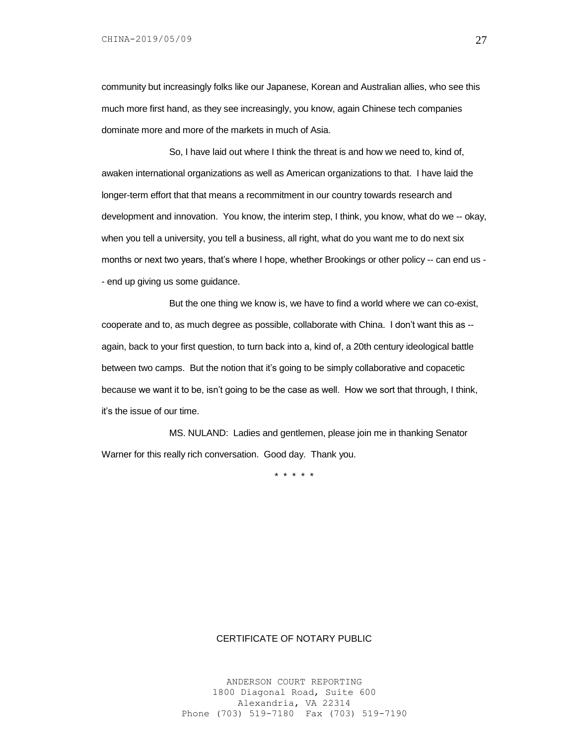community but increasingly folks like our Japanese, Korean and Australian allies, who see this much more first hand, as they see increasingly, you know, again Chinese tech companies dominate more and more of the markets in much of Asia.

So, I have laid out where I think the threat is and how we need to, kind of, awaken international organizations as well as American organizations to that. I have laid the longer-term effort that that means a recommitment in our country towards research and development and innovation. You know, the interim step, I think, you know, what do we -- okay, when you tell a university, you tell a business, all right, what do you want me to do next six months or next two years, that's where I hope, whether Brookings or other policy -- can end us -- end up giving us some guidance.

But the one thing we know is, we have to find a world where we can co-exist, cooperate and to, as much degree as possible, collaborate with China. I don't want this as -- again, back to your first question, to turn back into a, kind of, a 20th century ideological battle between two camps. But the notion that it's going to be simply collaborative and copacetic because we want it to be, isn't going to be the case as well. How we sort that through, I think, it's the issue of our time.

MS. NULAND: Ladies and gentlemen, please join me in thanking Senator Warner for this really rich conversation. Good day. Thank you.

* * * * *

CERTIFICATE OF NOTARY PUBLIC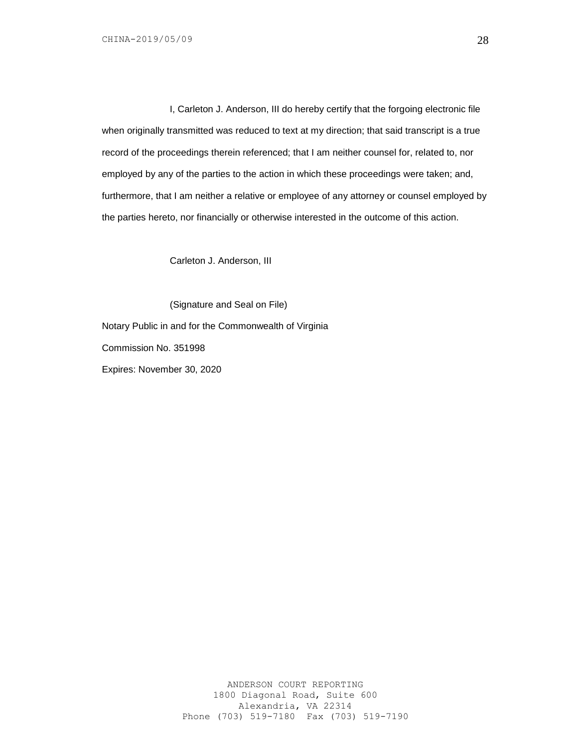I, Carleton J. Anderson, III do hereby certify that the forgoing electronic file when originally transmitted was reduced to text at my direction; that said transcript is a true record of the proceedings therein referenced; that I am neither counsel for, related to, nor employed by any of the parties to the action in which these proceedings were taken; and, furthermore, that I am neither a relative or employee of any attorney or counsel employed by the parties hereto, nor financially or otherwise interested in the outcome of this action.

Carleton J. Anderson, III

(Signature and Seal on File)

Notary Public in and for the Commonwealth of Virginia

Commission No. 351998

Expires: November 30, 2020